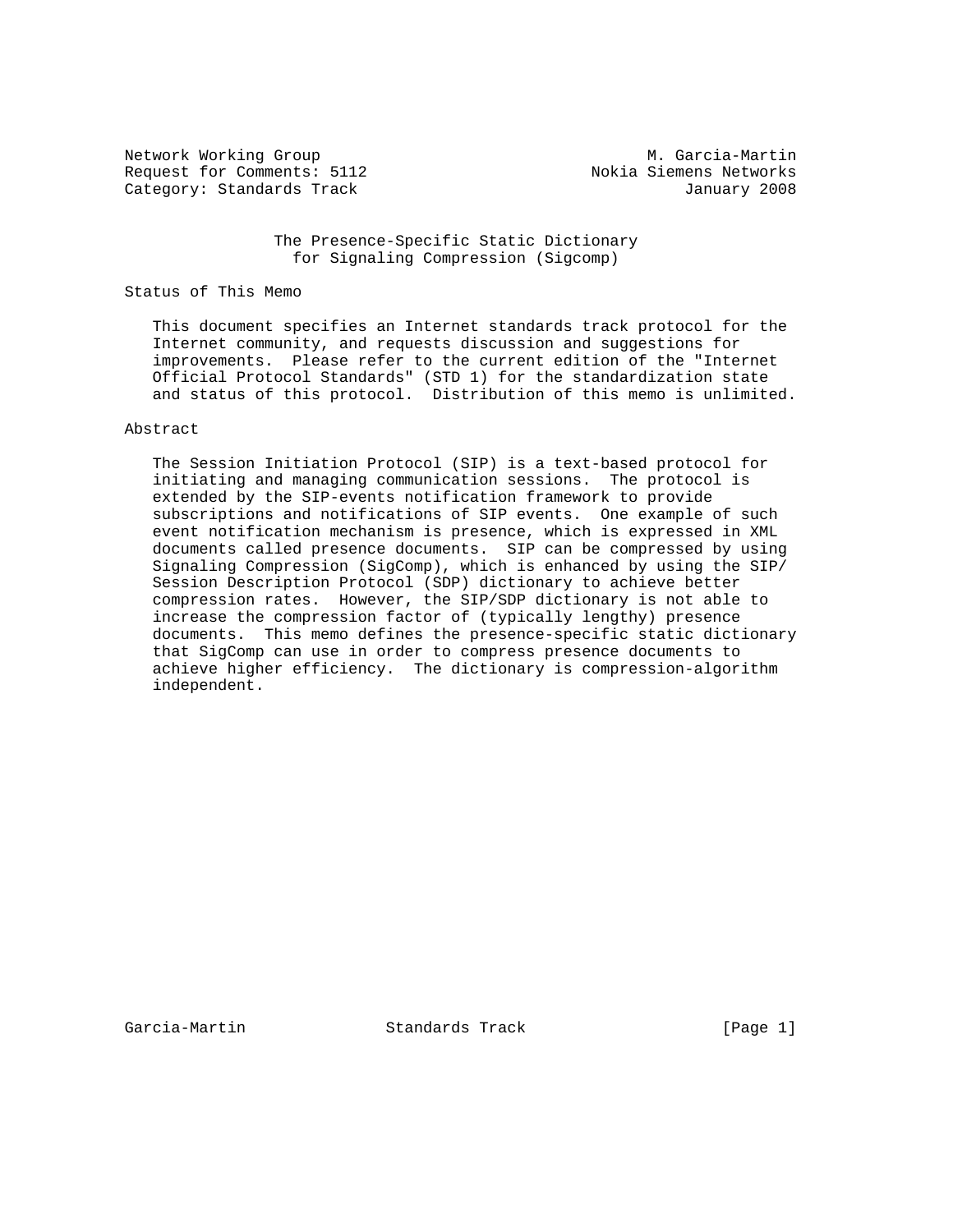Network Working Group M. Garcia-Martin
Request for Comments: 5112 Nokia Siemens Networks
Category: Standards Track January 2008

# The Presence-Specific Static Dictionary for Signaling Compression (Sigcomp)

## Status of This Memo

This document specifies an Internet standards track protocol for the Internet community, and requests discussion and suggestions for improvements. Please refer to the current edition of the "Internet Official Protocol Standards" (STD 1) for the standardization state and status of this protocol. Distribution of this memo is unlimited.

## Abstract

The Session Initiation Protocol (SIP) is a text-based protocol for initiating and managing communication sessions. The protocol is extended by the SIP-events notification framework to provide subscriptions and notifications of SIP events. One example of such event notification mechanism is presence, which is expressed in XML documents called presence documents. SIP can be compressed by using Signaling Compression (SigComp), which is enhanced by using the SIP/Session Description Protocol (SDP) dictionary to achieve better compression rates. However, the SIP/SDP dictionary is not able to increase the compression factor of (typically lengthy) presence documents. This memo defines the presence-specific static dictionary that SigComp can use in order to compress presence documents to achieve higher efficiency. The dictionary is compression-algorithm independent.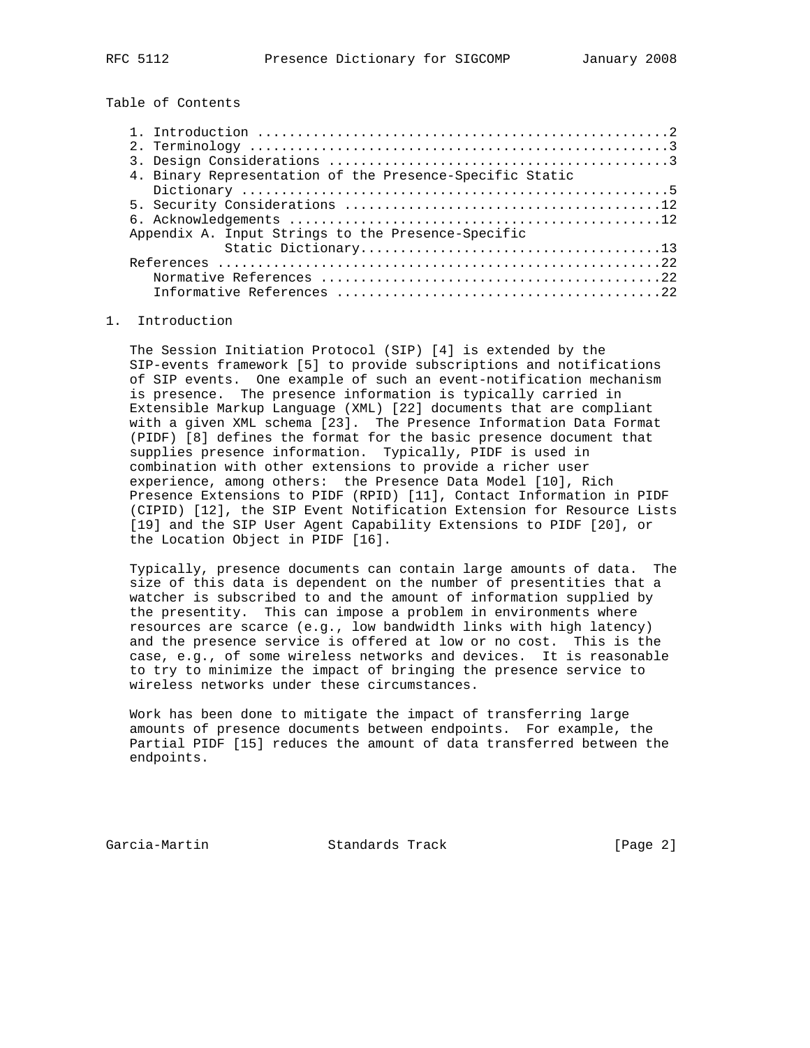Table of Contents

1. Introduction ....................................................2
2. Terminology .....................................................3
3. Design Considerations ...........................................3
4. Binary Representation of the Presence-Specific Static Dictionary .....................................................5
5. Security Considerations ........................................12
6. Acknowledgements ...............................................12
Appendix A. Input Strings to the Presence-Specific Static Dictionary.....................................13
References ........................................................22
   Normative References ...........................................22
   Informative References .........................................22

## 1. Introduction

The Session Initiation Protocol (SIP) [4] is extended by the SIP-events framework [5] to provide subscriptions and notifications of SIP events. One example of such an event-notification mechanism is presence. The presence information is typically carried in Extensible Markup Language (XML) [22] documents that are compliant with a given XML schema [23]. The Presence Information Data Format (PIDF) [8] defines the format for the basic presence document that supplies presence information. Typically, PIDF is used in combination with other extensions to provide a richer user experience, among others: the Presence Data Model [10], Rich Presence Extensions to PIDF (RPID) [11], Contact Information in PIDF (CIPID) [12], the SIP Event Notification Extension for Resource Lists [19] and the SIP User Agent Capability Extensions to PIDF [20], or the Location Object in PIDF [16].

Typically, presence documents can contain large amounts of data. The size of this data is dependent on the number of presentities that a watcher is subscribed to and the amount of information supplied by the presentity. This can impose a problem in environments where resources are scarce (e.g., low bandwidth links with high latency) and the presence service is offered at low or no cost. This is the case, e.g., of some wireless networks and devices. It is reasonable to try to minimize the impact of bringing the presence service to wireless networks under these circumstances.

Work has been done to mitigate the impact of transferring large amounts of presence documents between endpoints. For example, the Partial PIDF [15] reduces the amount of data transferred between the endpoints.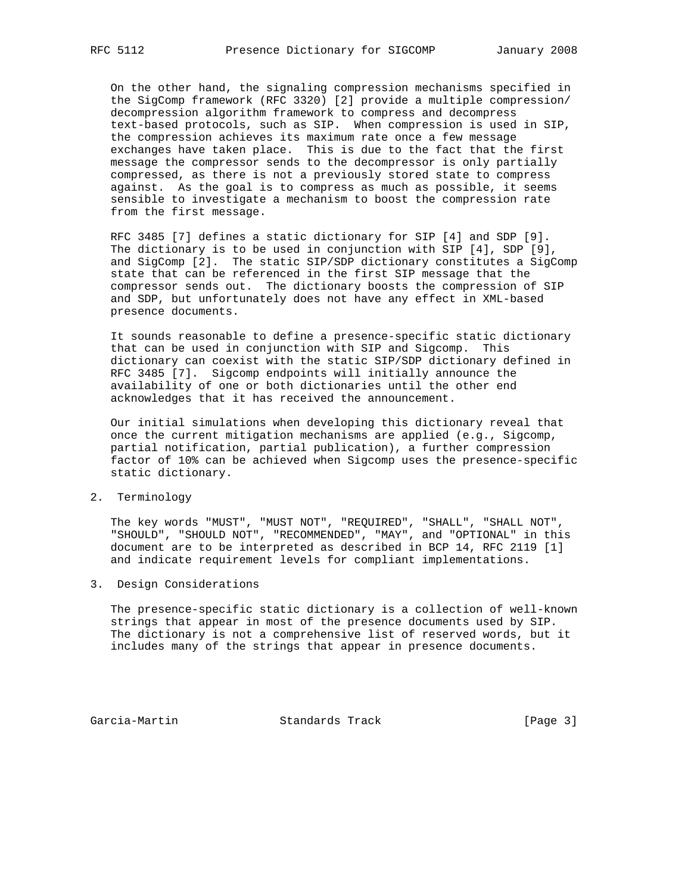On the other hand, the signaling compression mechanisms specified in the SigComp framework (RFC 3320) [2] provide a multiple compression/decompression algorithm framework to compress and decompress text-based protocols, such as SIP. When compression is used in SIP, the compression achieves its maximum rate once a few message exchanges have taken place. This is due to the fact that the first message the compressor sends to the decompressor is only partially compressed, as there is not a previously stored state to compress against. As the goal is to compress as much as possible, it seems sensible to investigate a mechanism to boost the compression rate from the first message.

RFC 3485 [7] defines a static dictionary for SIP [4] and SDP [9]. The dictionary is to be used in conjunction with SIP [4], SDP [9], and SigComp [2]. The static SIP/SDP dictionary constitutes a SigComp state that can be referenced in the first SIP message that the compressor sends out. The dictionary boosts the compression of SIP and SDP, but unfortunately does not have any effect in XML-based presence documents.

It sounds reasonable to define a presence-specific static dictionary that can be used in conjunction with SIP and Sigcomp. This dictionary can coexist with the static SIP/SDP dictionary defined in RFC 3485 [7]. Sigcomp endpoints will initially announce the availability of one or both dictionaries until the other end acknowledges that it has received the announcement.

Our initial simulations when developing this dictionary reveal that once the current mitigation mechanisms are applied (e.g., Sigcomp, partial notification, partial publication), a further compression factor of 10% can be achieved when Sigcomp uses the presence-specific static dictionary.

## 2. Terminology

The key words "MUST", "MUST NOT", "REQUIRED", "SHALL", "SHALL NOT", "SHOULD", "SHOULD NOT", "RECOMMENDED", "MAY", and "OPTIONAL" in this document are to be interpreted as described in BCP 14, RFC 2119 [1] and indicate requirement levels for compliant implementations.

## 3. Design Considerations

The presence-specific static dictionary is a collection of well-known strings that appear in most of the presence documents used by SIP. The dictionary is not a comprehensive list of reserved words, but it includes many of the strings that appear in presence documents.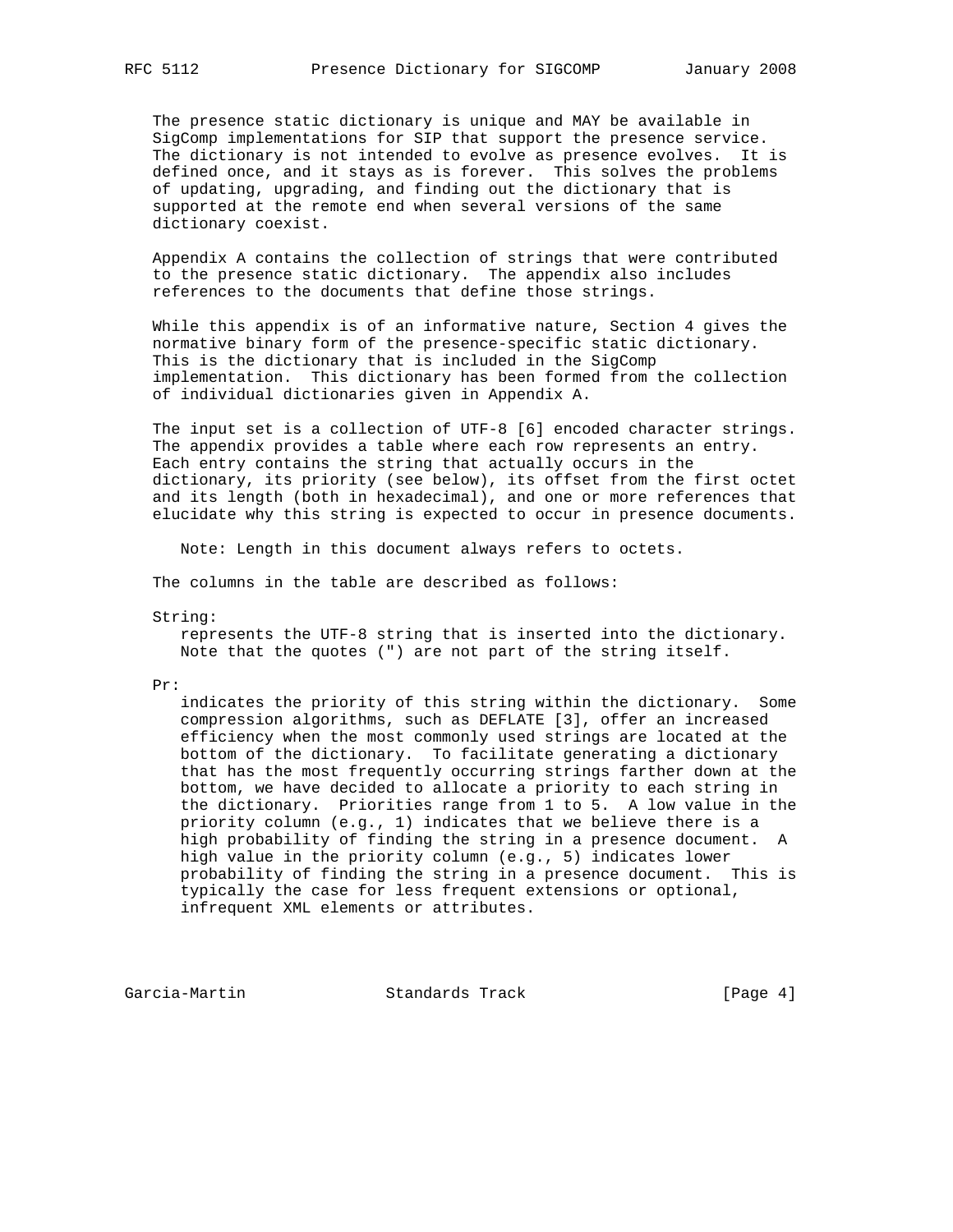The presence static dictionary is unique and MAY be available in SigComp implementations for SIP that support the presence service. The dictionary is not intended to evolve as presence evolves. It is defined once, and it stays as is forever. This solves the problems of updating, upgrading, and finding out the dictionary that is supported at the remote end when several versions of the same dictionary coexist.

Appendix A contains the collection of strings that were contributed to the presence static dictionary. The appendix also includes references to the documents that define those strings.

While this appendix is of an informative nature, Section 4 gives the normative binary form of the presence-specific static dictionary. This is the dictionary that is included in the SigComp implementation. This dictionary has been formed from the collection of individual dictionaries given in Appendix A.

The input set is a collection of UTF-8 [6] encoded character strings. The appendix provides a table where each row represents an entry. Each entry contains the string that actually occurs in the dictionary, its priority (see below), its offset from the first octet and its length (both in hexadecimal), and one or more references that elucidate why this string is expected to occur in presence documents.

> Note: Length in this document always refers to octets.

The columns in the table are described as follows:

String:
> represents the UTF-8 string that is inserted into the dictionary. Note that the quotes (") are not part of the string itself.

Pr:
> indicates the priority of this string within the dictionary. Some compression algorithms, such as DEFLATE [3], offer an increased efficiency when the most commonly used strings are located at the bottom of the dictionary. To facilitate generating a dictionary that has the most frequently occurring strings farther down at the bottom, we have decided to allocate a priority to each string in the dictionary. Priorities range from 1 to 5. A low value in the priority column (e.g., 1) indicates that we believe there is a high probability of finding the string in a presence document. A high value in the priority column (e.g., 5) indicates lower probability of finding the string in a presence document. This is typically the case for less frequent extensions or optional, infrequent XML elements or attributes.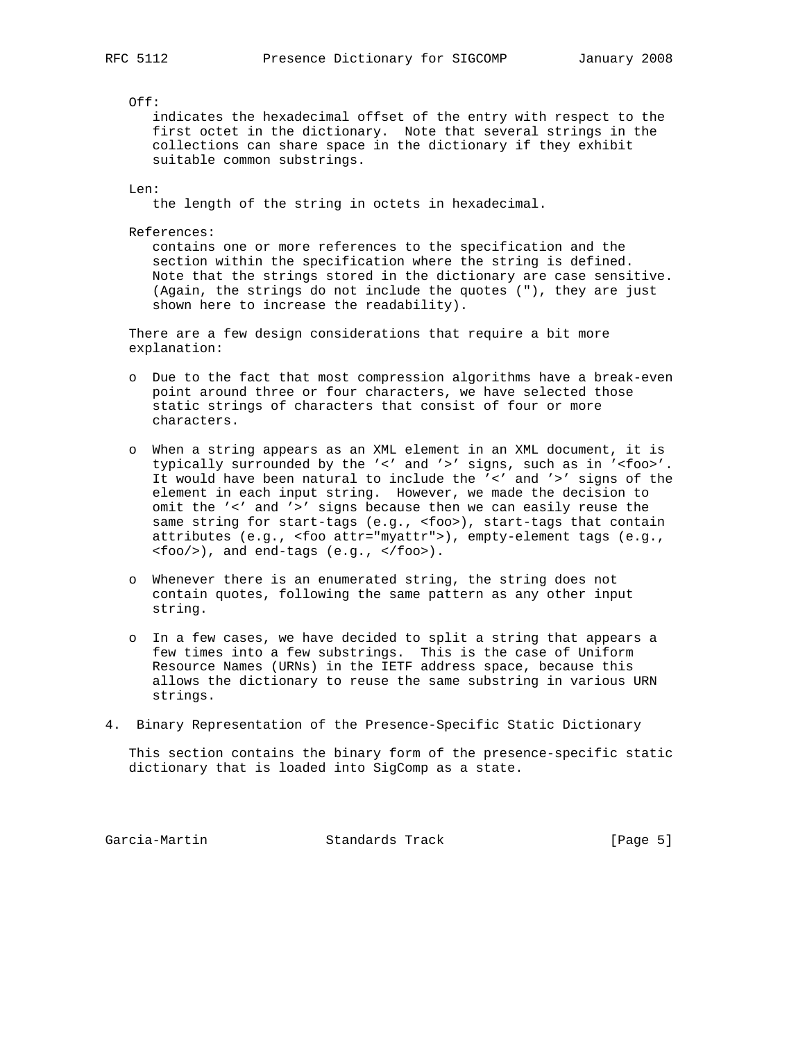Off:
indicates the hexadecimal offset of the entry with respect to the first octet in the dictionary. Note that several strings in the collections can share space in the dictionary if they exhibit suitable common substrings.

Len:
the length of the string in octets in hexadecimal.

References:
contains one or more references to the specification and the section within the specification where the string is defined. Note that the strings stored in the dictionary are case sensitive. (Again, the strings do not include the quotes ("), they are just shown here to increase the readability).

There are a few design considerations that require a bit more explanation:

- Due to the fact that most compression algorithms have a break-even point around three or four characters, we have selected those static strings of characters that consist of four or more characters.

- When a string appears as an XML element in an XML document, it is typically surrounded by the '<' and '>' signs, such as in '<foo>'. It would have been natural to include the '<' and '>' signs of the element in each input string. However, we made the decision to omit the '<' and '>' signs because then we can easily reuse the same string for start-tags (e.g., <foo>), start-tags that contain attributes (e.g., <foo attr="myattr">), empty-element tags (e.g., <foo/>), and end-tags (e.g., </foo>).

- Whenever there is an enumerated string, the string does not contain quotes, following the same pattern as any other input string.

- In a few cases, we have decided to split a string that appears a few times into a few substrings. This is the case of Uniform Resource Names (URNs) in the IETF address space, because this allows the dictionary to reuse the same substring in various URN strings.

## 4. Binary Representation of the Presence-Specific Static Dictionary

This section contains the binary form of the presence-specific static dictionary that is loaded into SigComp as a state.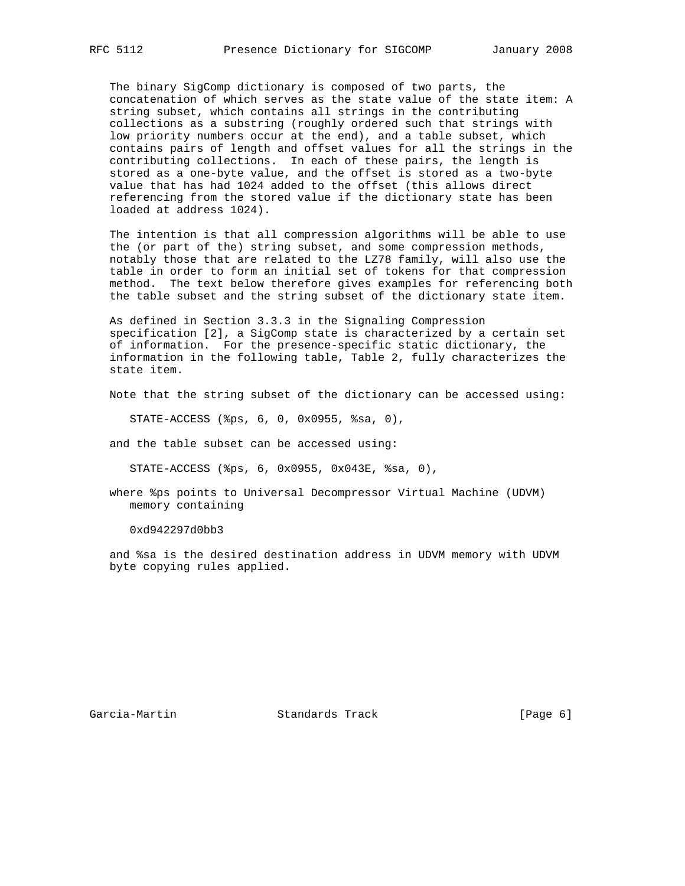The binary SigComp dictionary is composed of two parts, the concatenation of which serves as the state value of the state item: A string subset, which contains all strings in the contributing collections as a substring (roughly ordered such that strings with low priority numbers occur at the end), and a table subset, which contains pairs of length and offset values for all the strings in the contributing collections. In each of these pairs, the length is stored as a one-byte value, and the offset is stored as a two-byte value that has had 1024 added to the offset (this allows direct referencing from the stored value if the dictionary state has been loaded at address 1024).

The intention is that all compression algorithms will be able to use the (or part of the) string subset, and some compression methods, notably those that are related to the LZ78 family, will also use the table in order to form an initial set of tokens for that compression method. The text below therefore gives examples for referencing both the table subset and the string subset of the dictionary state item.

As defined in Section 3.3.3 in the Signaling Compression specification [2], a SigComp state is characterized by a certain set of information. For the presence-specific static dictionary, the information in the following table, Table 2, fully characterizes the state item.

Note that the string subset of the dictionary can be accessed using:

```
STATE-ACCESS (%ps, 6, 0, 0x0955, %sa, 0),
```

and the table subset can be accessed using:

```
STATE-ACCESS (%ps, 6, 0x0955, 0x043E, %sa, 0),
```

where %ps points to Universal Decompressor Virtual Machine (UDVM) memory containing

```
0xd942297d0bb3
```

and %sa is the desired destination address in UDVM memory with UDVM byte copying rules applied.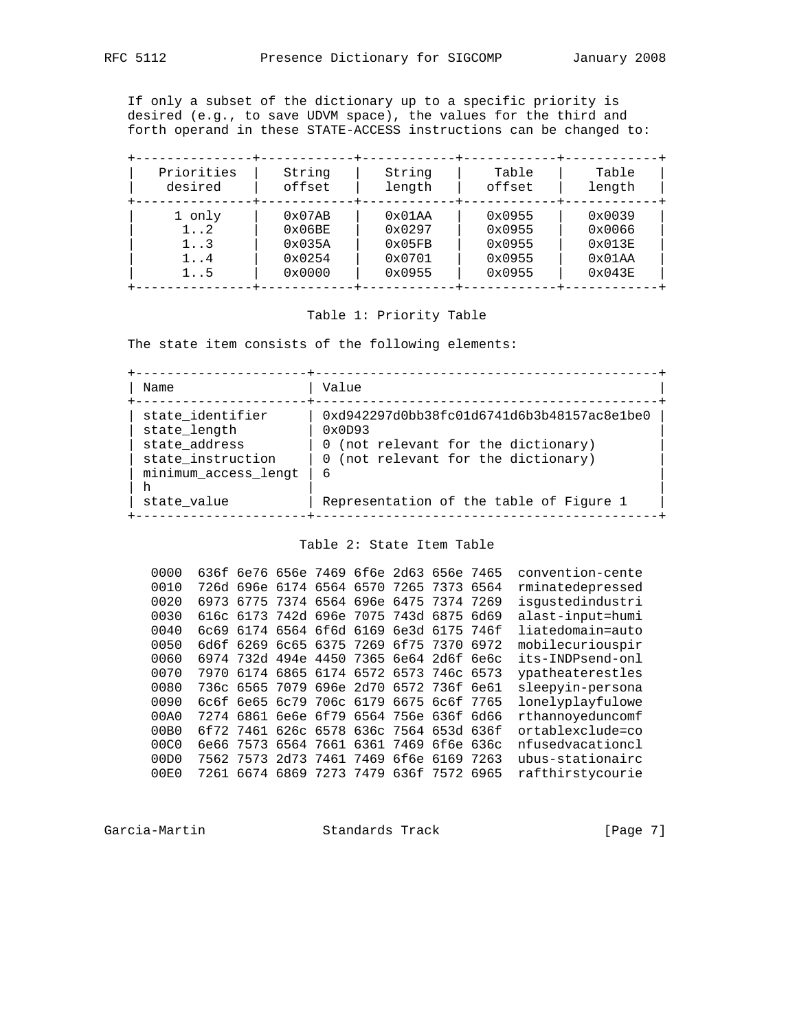If only a subset of the dictionary up to a specific priority is desired (e.g., to save UDVM space), the values for the third and forth operand in these STATE-ACCESS instructions can be changed to:

| Priorities desired | String offset | String length | Table offset | Table length |
|---|---|---|---|---|
| 1 only | 0x07AB | 0x01AA | 0x0955 | 0x0039 |
| 1..2 | 0x06BE | 0x0297 | 0x0955 | 0x0066 |
| 1..3 | 0x035A | 0x05FB | 0x0955 | 0x013E |
| 1..4 | 0x0254 | 0x0701 | 0x0955 | 0x01AA |
| 1..5 | 0x0000 | 0x0955 | 0x0955 | 0x043E |

Table 1: Priority Table

The state item consists of the following elements:

| Name | Value |
|---|---|
| state_identifier | 0xd942297d0bb38fc01d6741d6b3b48157ac8e1be0 |
| state_length | 0x0D93 |
| state_address | 0 (not relevant for the dictionary) |
| state_instruction | 0 (not relevant for the dictionary) |
| minimum_access_length | 6 |
| state_value | Representation of the table of Figure 1 |

Table 2: State Item Table

```
0000  636f 6e76 656e 7469 6f6e 2d63 656e 7465  convention-cente
0010  726d 696e 6174 6564 6570 7265 7373 6564  rminatedepressed
0020  6973 6775 7374 6564 696e 6475 7374 7269  isgustedindustri
0030  616c 6173 742d 696e 7075 743d 6875 6d69  alast-input=humi
0040  6c69 6174 6564 6f6d 6169 6e3d 6175 746f  liatedomain=auto
0050  6d6f 6269 6c65 6375 7269 6f75 7370 6972  mobilecuriouspir
0060  6974 732d 494e 4450 7365 6e64 2d6f 6e6c  its-INDPsend-onl
0070  7970 6174 6865 6174 6572 6573 746c 6573  ypatheaterestles
0080  736c 6565 7079 696e 2d70 6572 736f 6e61  sleepyin-persona
0090  6c6f 6e65 6c79 706c 6179 6675 6c6f 7765  lonelyplayfulowe
00A0  7274 6861 6e6e 6f79 6564 756e 636f 6d66  rthannoyeduncomf
00B0  6f72 7461 626c 6578 636c 7564 653d 636f  ortablexclude=co
00C0  6e66 7573 6564 7661 6361 7469 6f6e 636c  nfusedvacationcl
00D0  7562 7573 2d73 7461 7469 6f6e 6169 7263  ubus-stationairc
00E0  7261 6674 6869 7273 7479 636f 7572 6965  rafthirstycourie
```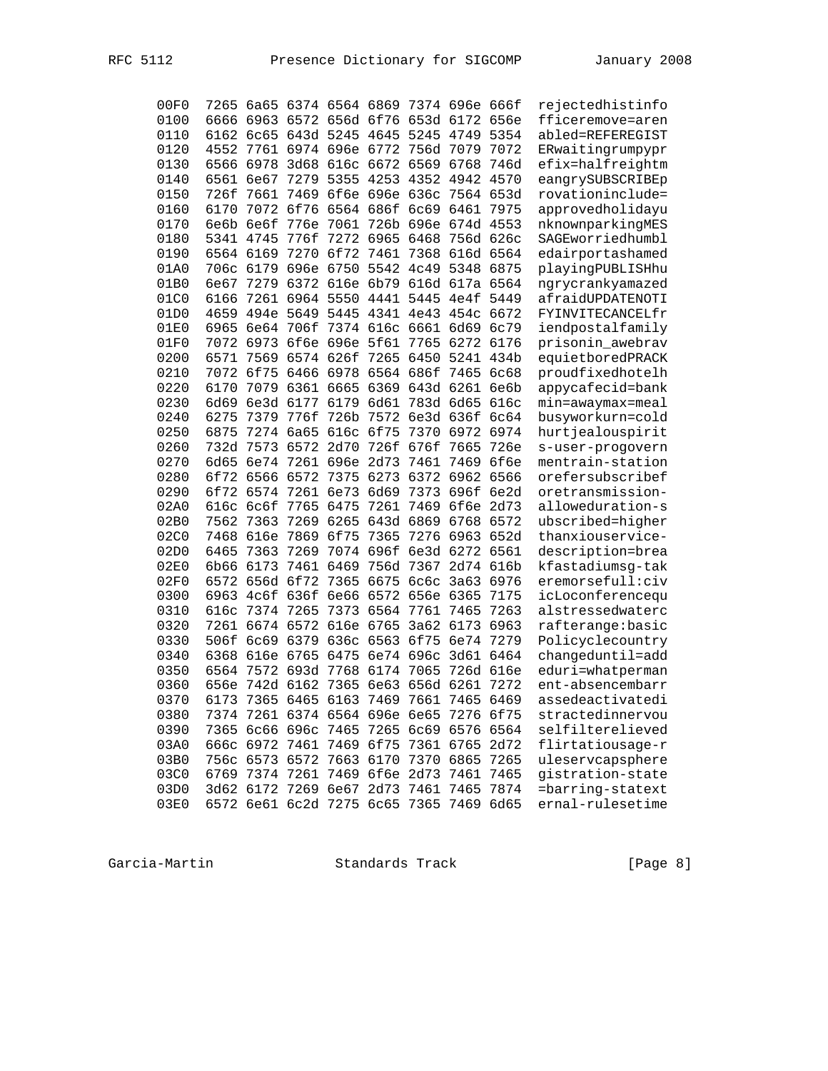```
00F0   7265 6a65 6374 6564 6869 7374 696e 666f   rejectedhistinfo
0100   6666 6963 6572 656d 6f76 653d 6172 656e   fficeremove=aren
0110   6162 6c65 643d 5245 4645 5245 4749 5354   abled=REFEREGIST
0120   4552 7761 6974 696e 6772 756d 7079 7072   ERwaitingrumpypr
0130   6566 6978 3d68 616c 6672 6569 6768 746d   efix=halfreightm
0140   6561 6e67 7279 5355 4253 4352 4942 4570   eangrySUBSCRIBEp
0150   726f 7661 7469 6f6e 696e 636c 7564 653d   rovationinclude=
0160   6170 7072 6f76 6564 686f 6c69 6461 7975   approvedholidayu
0170   6e6b 6e6f 776e 7061 726b 696e 674d 4553   nknownparkingMES
0180   5341 4745 776f 7272 6965 6468 756d 626c   SAGEworriedhumbl
0190   6564 6169 7270 6f72 7461 7368 616d 6564   edairportashamed
01A0   706c 6179 696e 6750 5542 4c49 5348 6875   playingPUBLISHhu
01B0   6e67 7279 6372 616e 6b79 616d 617a 6564   ngrycrankyamazed
01C0   6166 7261 6964 5550 4441 5445 4e4f 5449   afraidUPDATENOTI
01D0   4659 494e 5649 5445 4341 4e43 454c 6672   FYINVITECANCELfr
01E0   6965 6e64 706f 7374 616c 6661 6d69 6c79   iendpostalfamily
01F0   7072 6973 6f6e 696e 5f61 7765 6272 6176   prisonin_awebrav
0200   6571 7569 6574 626f 7265 6450 5241 434b   equietboredPRACK
0210   7072 6f75 6466 6978 6564 686f 7465 6c68   proudfixedhotelh
0220   6170 7079 6361 6665 6369 643d 6261 6e6b   appycafecid=bank
0230   6d69 6e3d 6177 6179 6d61 783d 6d65 616c   min=awaymax=meal
0240   6275 7379 776f 726b 7572 6e3d 636f 6c64   busyworkurn=cold
0250   6875 7274 6a65 616c 6f75 7370 6972 6974   hurtjealouspirit
0260   732d 7573 6572 2d70 726f 676f 7665 726e   s-user-progovern
0270   6d65 6e74 7261 696e 2d73 7461 7469 6f6e   mentrain-station
0280   6f72 6566 6572 7375 6273 6372 6962 6566   orefersubscribef
0290   6f72 6574 7261 6e73 6d69 7373 696f 6e2d   oretransmission-
02A0   616c 6c6f 7765 6475 7261 7469 6f6e 2d73   alloweduration-s
02B0   7562 7363 7269 6265 643d 6869 6768 6572   ubscribed=higher
02C0   7468 616e 7869 6f75 7365 7276 6963 652d   thanxiouservice-
02D0   6465 7363 7269 7074 696f 6e3d 6272 6561   description=brea
02E0   6b66 6173 7461 6469 756d 7367 2d74 616b   kfastadiumsg-tak
02F0   6572 656d 6f72 7365 6675 6c6c 3a63 6976   eremorsefull:civ
0300   6963 4c6f 636f 6e66 6572 656e 6365 7175   icLoconferencequ
0310   616c 7374 7265 7373 6564 7761 7465 7263   alstressedwaterc
0320   7261 6674 6572 616e 6765 3a62 6173 6963   rafterange:basic
0330   506f 6c69 6379 636c 6563 6f75 6e74 7279   Policycleccountry
0340   6368 616e 6765 6475 6e74 696c 3d61 6464   changeduntil=add
0350   6564 7572 693d 7768 6174 7065 726d 616e   eduri=whatperman
0360   656e 742d 6162 7365 6e63 656d 6261 7272   ent-absencembarr
0370   6173 7365 6465 6163 7469 7661 7465 6469   assedeactivatedi
0380   7374 7261 6374 6564 696e 6e65 7276 6f75   stractedinnervou
0390   7365 6c66 696c 7465 7265 6c69 6576 6564   selfilterelieved
03A0   666c 6972 7461 7469 6f75 7361 6765 2d72   flirtatiousage-r
03B0   756c 6573 6572 7663 6170 7370 6865 7265   uleservcapsphere
03C0   6769 7374 7261 7469 6f6e 2d73 7461 7465   gistration-state
03D0   3d62 6172 7269 6e67 2d73 7461 7465 7874   =barring-statext
03E0   6572 6e61 6c2d 7275 6c65 7365 7469 6d65   ernal-rulesetime
```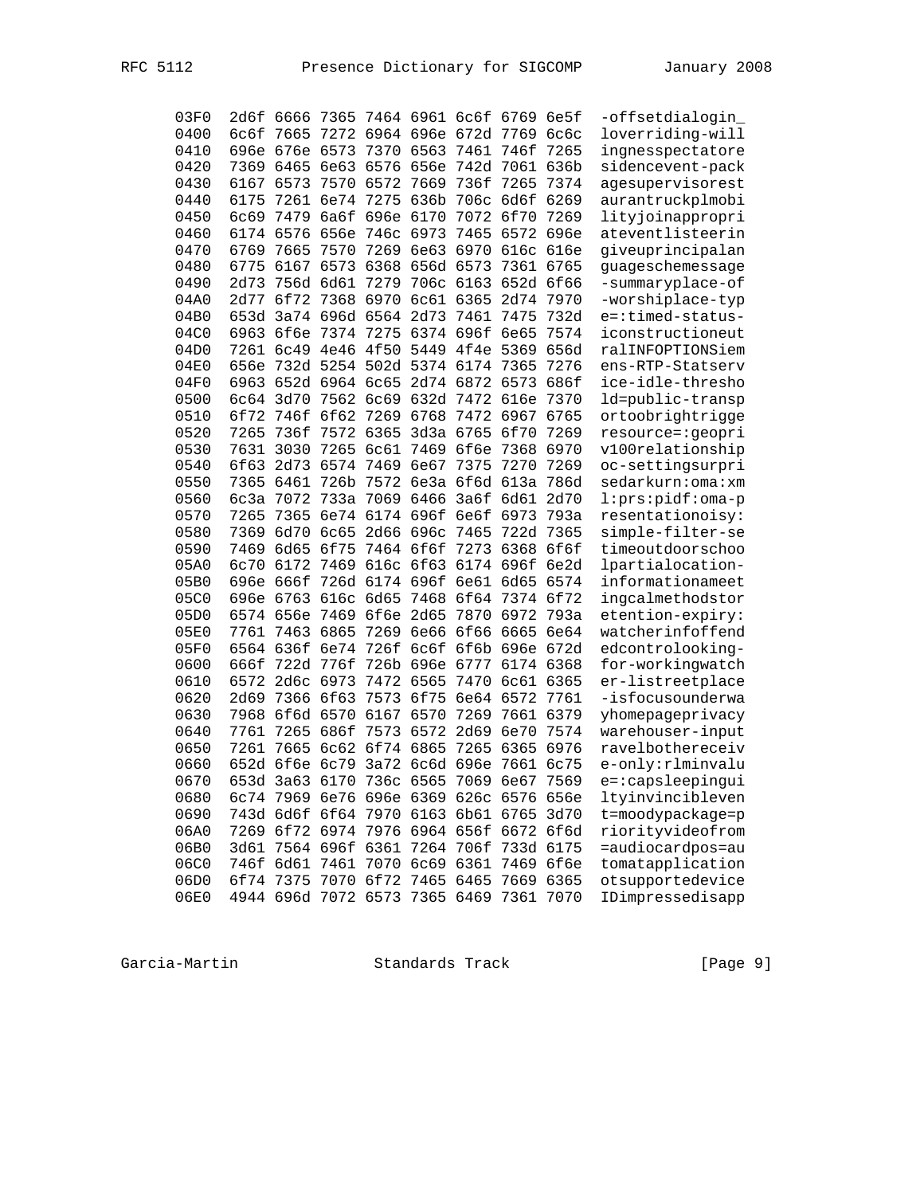```
03F0   2d6f 6666 7365 7464 6961 6c6f 6769 6e5f   -offsetdialogin_
0400   6c6f 7665 7272 6964 696e 672d 7769 6c6c   loverriding-will
0410   696e 676e 6573 7370 6563 7461 746f 7265   ingnesspectatore
0420   7369 6465 6e63 6576 656e 742d 7061 636b   sidencevent-pack
0430   6167 6573 7570 6572 7669 736f 7265 7374   agesupervisorest
0440   6175 7261 6e74 7275 636b 706c 6d6f 6269   aurantruckplmobi
0450   6c69 7479 6a6f 696e 6170 7072 6f70 7269   lityjoinappropri
0460   6174 6576 656e 746c 6973 7465 6572 696e   ateventlisteerin
0470   6769 7665 7570 7269 6e63 6970 616c 616e   giveuprincipalan
0480   6775 6167 6573 6368 656d 6573 7361 6765   guageschemessage
0490   2d73 756d 6d61 7279 706c 6163 652d 6f66   -summaryplace-of
04A0   2d77 6f72 7368 6970 6c61 6365 2d74 7970   -worshiplace-typ
04B0   653d 3a74 696d 6564 2d73 7461 7475 732d   e=:timed-status-
04C0   6963 6f6e 7374 7275 6374 696f 6e65 7574   iconstructioneut
04D0   7261 6c49 4e46 4f50 5449 4f4e 5369 656d   ralINFOPTIONSiem
04E0   656e 732d 5254 502d 5374 6174 7365 7276   ens-RTP-Statserv
04F0   6963 652d 6964 6c65 2d74 6872 6573 686f   ice-idle-thresho
0500   6c64 3d70 7562 6c69 632d 7472 616e 7370   ld=public-transp
0510   6f72 746f 6f62 7269 6768 7472 6967 6765   ortoobrightrigge
0520   7265 736f 7572 6365 3d3a 6765 6f70 7269   resource=:geopri
0530   7631 3030 7265 6c61 7469 6f6e 7368 6970   v100relationship
0540   6f63 2d73 6574 7469 6e67 7375 7270 7269   oc-settingsurpri
0550   7365 6461 726b 7572 6e3a 6f6d 613a 786d   sedarkurn:oma:xm
0560   6c3a 7072 733a 7069 6466 3a6f 6d61 2d70   l:prs:pidf:oma-p
0570   7265 7365 6e74 6174 696f 6e6f 6973 793a   resentationoisy:
0580   7369 6d70 6c65 2d66 696c 7465 722d 7365   simple-filter-se
0590   7469 6d65 6f75 7464 6f6f 7273 6368 6f6f   timeoutdoorschoo
05A0   6c70 6172 7469 616c 6f63 6174 696f 6e2d   lpartialocation-
05B0   696e 666f 726d 6174 696f 6e61 6d65 6574   informationameet
05C0   696e 6763 616c 6d65 7468 6f64 7374 6f72   ingcalmethodstor
05D0   6574 656e 7469 6f6e 2d65 7870 6972 793a   etention-expiry:
05E0   7761 7463 6865 7269 6e66 6f66 6665 6e64   watcherinfoffend
05F0   6564 636f 6e74 726f 6c6f 6f6b 696e 672d   edcontrolooking-
0600   666f 722d 776f 726b 696e 6777 6174 6368   for-workingwatch
0610   6572 2d6c 6973 7472 6565 7470 6c61 6365   er-listreetplace
0620   2d69 7366 6f63 7573 6f75 6e64 6572 7761   -isfocusounderwa
0630   7968 6f6d 6570 6167 6570 7269 7661 6379   yhomepageprivacy
0640   7761 7265 686f 7573 6572 2d69 6e70 7574   warehouser-input
0650   7261 7665 6c62 6f74 6865 7265 6365 6976   ravelbothereceiv
0660   652d 6f6e 6c79 3a72 6c6d 696e 7661 6c75   e-only:rlminvalu
0670   653d 3a63 6170 736c 6565 7069 6e67 7569   e=:capsleepingui
0680   6c74 7969 6e76 696e 6369 626c 6576 656e   ltyinvincibleven
0690   743d 6d6f 6f64 7970 6163 6b61 6765 3d70   t=moodypackage=p
06A0   7269 6f72 6974 7976 6964 656f 6672 6f6d   riorityvideofrom
06B0   3d61 7564 696f 6361 7264 706f 733d 6175   =audiocardpos=au
06C0   746f 6d61 7461 7070 6c69 6361 7469 6f6e   tomatapplication
06D0   6f74 7375 7070 6f72 7465 6465 7669 6365   otsupportedevice
06E0   4944 696d 7072 6573 7365 6469 7361 7070   IDimpressedisapp
```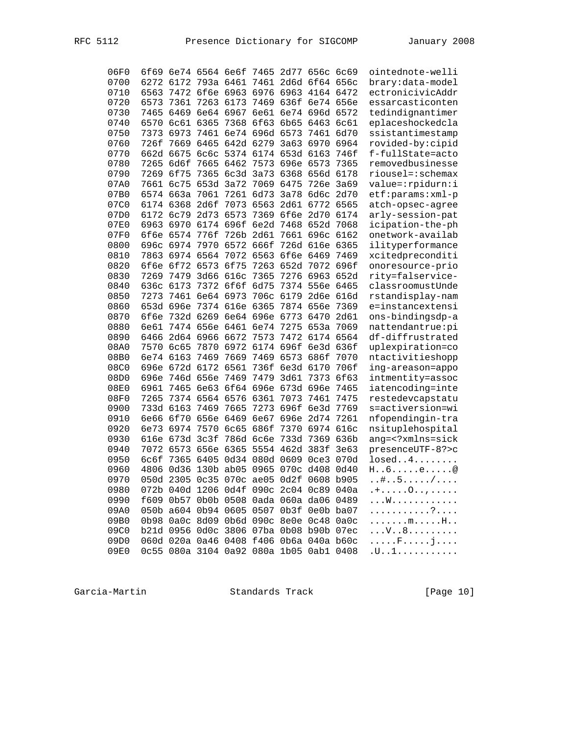```
06F0   6f69 6e74 6564 6e6f 7465 2d77 656c 6c69   ointednote-welli
0700   6272 6172 793a 6461 7461 2d6d 6f64 656c   brary:data-model
0710   6563 7472 6f6e 6963 6976 6963 4164 6472   ectronicivicAddr
0720   6573 7361 7263 6173 7469 636f 6e74 656e   essarcasticonten
0730   7465 6469 6e64 6967 6e61 6e74 696d 6572   tedindignantimer
0740   6570 6c61 6365 7368 6f63 6b65 6463 6c61   eplaceshockedcla
0750   7373 6973 7461 6e74 696d 6573 7461 6d70   ssistantimestamp
0760   726f 7669 6465 642d 6279 3a63 6970 6964   rovided-by:cipid
0770   662d 6675 6c6c 5374 6174 653d 6163 746f   f-fullState=acto
0780   7265 6d6f 7665 6462 7573 696e 6573 7365   removedbusinesse
0790   7269 6f75 7365 6c3d 3a73 6368 656d 6178   riousel=:schemax
07A0   7661 6c75 653d 3a72 7069 6475 726e 3a69   value=:rpidurn:i
07B0   6574 663a 7061 7261 6d73 3a78 6d6c 2d70   etf:params:xml-p
07C0   6174 6368 2d6f 7073 6563 2d61 6772 6565   atch-opsec-agree
07D0   6172 6c79 2d73 6573 7369 6f6e 2d70 6174   arly-session-pat
07E0   6963 6970 6174 696f 6e2d 7468 652d 7068   icipation-the-ph
07F0   6f6e 6574 776f 726b 2d61 7661 696c 6162   onetwork-availab
0800   696c 6974 7970 6572 666f 726d 616e 6365   ilityperformance
0810   7863 6974 6564 7072 6563 6f6e 6469 7469   xcitedpreconditi
0820   6f6e 6f72 6573 6f75 7263 652d 7072 696f   onoresource-prio
0830   7269 7479 3d66 616c 7365 7276 6963 652d   rity=falservice-
0840   636c 6173 7372 6f6f 6d75 7374 556e 6465   classroomustUnde
0850   7273 7461 6e64 6973 706c 6179 2d6e 616d   rstandisplay-nam
0860   653d 696e 7374 616e 6365 7874 656e 7369   e=instancextensi
0870   6f6e 732d 6269 6e64 696e 6773 6470 2d61   ons-bindingsdp-a
0880   6e61 7474 656e 6461 6e74 7275 653a 7069   nattendantrue:pi
0890   6466 2d64 6966 6672 7573 7472 6174 6564   df-diffrustrated
08A0   7570 6c65 7870 6972 6174 696f 6e3d 636f   uplexpiration=co
08B0   6e74 6163 7469 7669 7469 6573 686f 7070   ntactivitieshopp
08C0   696e 672d 6172 6561 736f 6e3d 6170 706f   ing-areason=appo
08D0   696e 746d 656e 7469 7479 3d61 7373 6f63   intmentity=assoc
08E0   6961 7465 6e63 6f64 696e 673d 696e 7465   iatencoding=inte
08F0   7265 7374 6564 6576 6361 7073 7461 7475   restedevcapstatu
0900   733d 6163 7469 7665 7273 696f 6e3d 7769   s=activersion=wi
0910   6e66 6f70 656e 6469 6e67 696e 2d74 7261   nfopendingin-tra
0920   6e73 6974 7570 6c65 686f 7370 6974 616c   nsituplehospital
0930   616e 673d 3c3f 786d 6c6e 733d 7369 636b   ang=<?xmlns=sick
0940   7072 6573 656e 6365 5554 462d 383f 3e63   presenceUTF-8?>c
0950   6c6f 7365 6405 0d34 080d 0609 0ce3 070d   losed..4........
0960   4806 0d36 130b ab05 0965 070c d408 0d40   H..6.....e.....@
0970   050d 2305 0c35 070c ae05 0d2f 0608 b905   ..#..5...../....
0980   072b 040d 1206 0d4f 090c 2c04 0c89 040a   .+.....O..,.....
0990   f609 0b57 0b0b 0508 0ada 060a da06 0489   ...W............
09A0   050b a604 0b94 0605 0507 0b3f 0e0b ba07   ...........?....
09B0   0b98 0a0c 8d09 0b6d 090c 8e0e 0c48 0a0c   .......m.....H..
09C0   b21d 0956 0d0c 3806 07ba 0b08 b90b 07ec   ...V..8.........
09D0   060d 020a 0a46 0408 f406 0b6a 040a b60c   .....F.....j....
09E0   0c55 080a 3104 0a92 080a 1b05 0ab1 0408   .U..1...........
```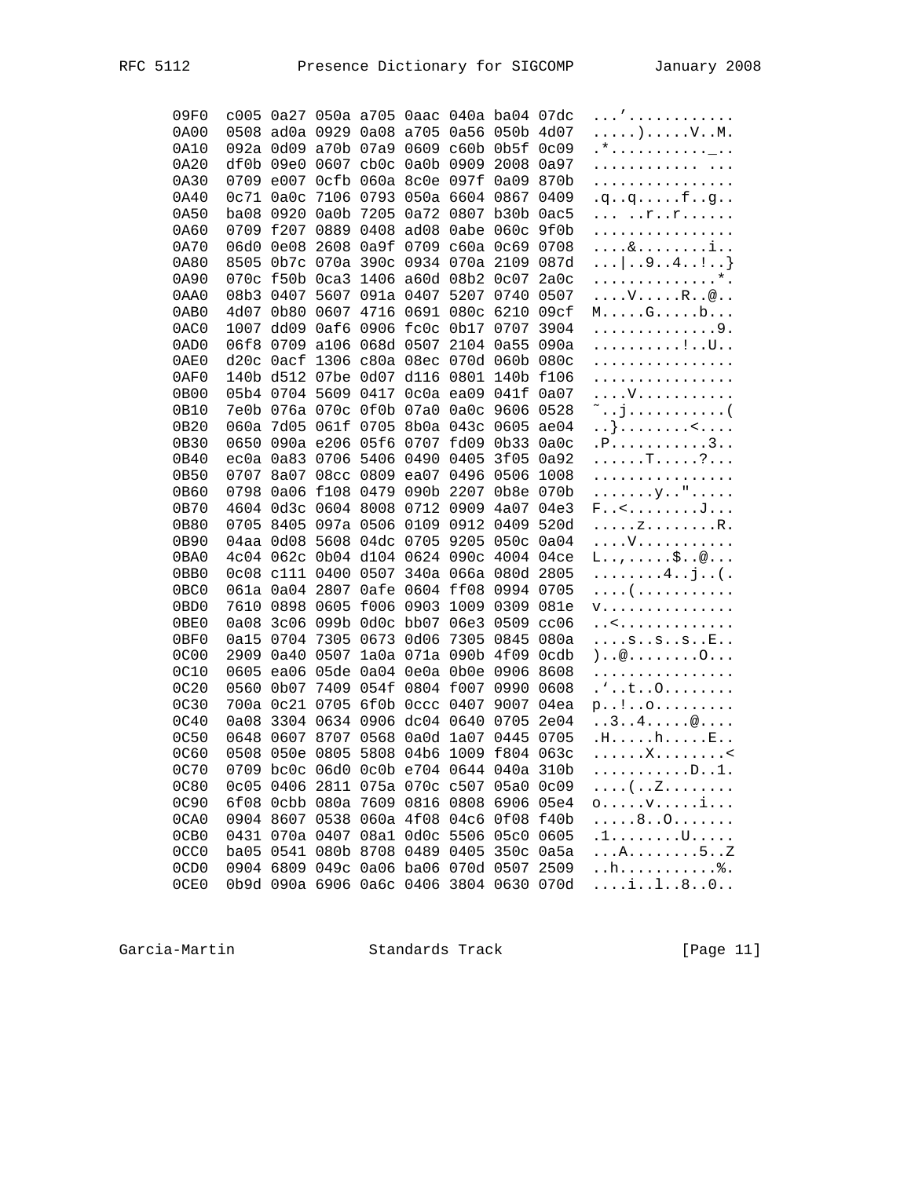```
09F0   c005 0a27 050a a705 0aac 040a ba04 07dc   ...'............
0A00   0508 ad0a 0929 0a08 a705 0a56 050b 4d07   .....).....V..M.
0A10   092a 0d09 a70b 07a9 0609 c60b 0b5f 0c09   .*..........._..
0A20   df0b 09e0 0607 cb0c 0a0b 0909 2008 0a97   ............ ...
0A30   0709 e007 0cfb 060a 8c0e 097f 0a09 870b   ................
0A40   0c71 0a0c 7106 0793 050a 6604 0867 0409   .q..q.....f..g..
0A50   ba08 0920 0a0b 7205 0a72 0807 b30b 0ac5   ... ..r..r......
0A60   0709 f207 0889 0408 ad08 0abe 060c 9f0b   ................
0A70   06d0 0e08 2608 0a9f 0709 c60a 0c69 0708   ....&........i..
0A80   8505 0b7c 070a 390c 0934 070a 2109 087d   ...|..9..4..!..}
0A90   070c f50b 0ca3 1406 a60d 08b2 0c07 2a0c   ..............*.
0AA0   08b3 0407 5607 091a 0407 5207 0740 0507   ....V.....R..@..
0AB0   4d07 0b80 0607 4716 0691 080c 6210 09cf   M.....G.....b...
0AC0   1007 dd09 0af6 0906 fc0c 0b17 0707 3904   ..............9.
0AD0   06f8 0709 a106 068d 0507 2104 0a55 090a   ..........!..U..
0AE0   d20c 0acf 1306 c80a 08ec 070d 060b 080c   ................
0AF0   140b d512 07be 0d07 d116 0801 140b f106   ................
0B00   05b4 0704 5609 0417 0c0a ea09 041f 0a07   ....V...........
0B10   7e0b 076a 070c 0f0b 07a0 0a0c 9606 0528   ~..j...........(
0B20   060a 7d05 061f 0705 8b0a 043c 0605 ae04   ..}........<....
0B30   0650 090a e206 05f6 0707 fd09 0b33 0a0c   .P...........3..
0B40   ec0a 0a83 0706 5406 0490 0405 3f05 0a92   ......T.....?...
0B50   0707 8a07 08cc 0809 ea07 0496 0506 1008   ................
0B60   0798 0a06 f108 0479 090b 2207 0b8e 070b   .......y..".....
0B70   4604 0d3c 0604 8008 0712 0909 4a07 04e3   F..<........J...
0B80   0705 8405 097a 0506 0109 0912 0409 520d   .....z........R.
0B90   04aa 0d08 5608 04dc 0705 9205 050c 0a04   ....V...........
0BA0   4c04 062c 0b04 d104 0624 090c 4004 04ce   L..,.....$..@...
0BB0   0c08 c111 0400 0507 340a 066a 080d 2805   ........4..j..(.
0BC0   061a 0a04 2807 0afe 0604 ff08 0994 0705   ....(...........
0BD0   7610 0898 0605 f006 0903 1009 0309 081e   v...............
0BE0   0a08 3c06 099b 0d0c bb07 06e3 0509 cc06   ..<.............
0BF0   0a15 0704 7305 0673 0d06 7305 0845 080a   ....s..s..s..E..
0C00   2909 0a40 0507 1a0a 071a 090b 4f09 0cdb   )..@........O...
0C10   0605 ea06 05de 0a04 0e0a 0b0e 0906 8608   ................
0C20   0560 0b07 7409 054f 0804 f007 0990 0608   .`..t..O........
0C30   700a 0c21 0705 6f0b 0ccc 0407 9007 04ea   p..!..o.........
0C40   0a08 3304 0634 0906 dc04 0640 0705 2e04   ..3..4.....@....
0C50   0648 0607 8707 0568 0a0d 1a07 0445 0705   .H.....h.....E..
0C60   0508 050e 0805 5808 04b6 1009 f804 063c   ......X........<
0C70   0709 bc0c 06d0 0c0b e704 0644 040a 310b   ...........D..1.
0C80   0c05 0406 2811 075a 070c c507 05a0 0c09   ....(..Z........
0C90   6f08 0cbb 080a 7609 0816 0808 6906 05e4   o.....v.....i...
0CA0   0904 8607 0538 060a 4f08 04c6 0f08 f40b   .....8..O.......
0CB0   0431 070a 0407 08a1 0d0c 5506 05c0 0605   .1........U.....
0CC0   ba05 0541 080b 8708 0489 0405 350c 0a5a   ...A........5..Z
0CD0   0904 6809 049c 0a06 ba06 070d 0507 2509   ..h...........%.
0CE0   0b9d 090a 6906 0a6c 0406 3804 0630 070d   ....i..l..8..0..
```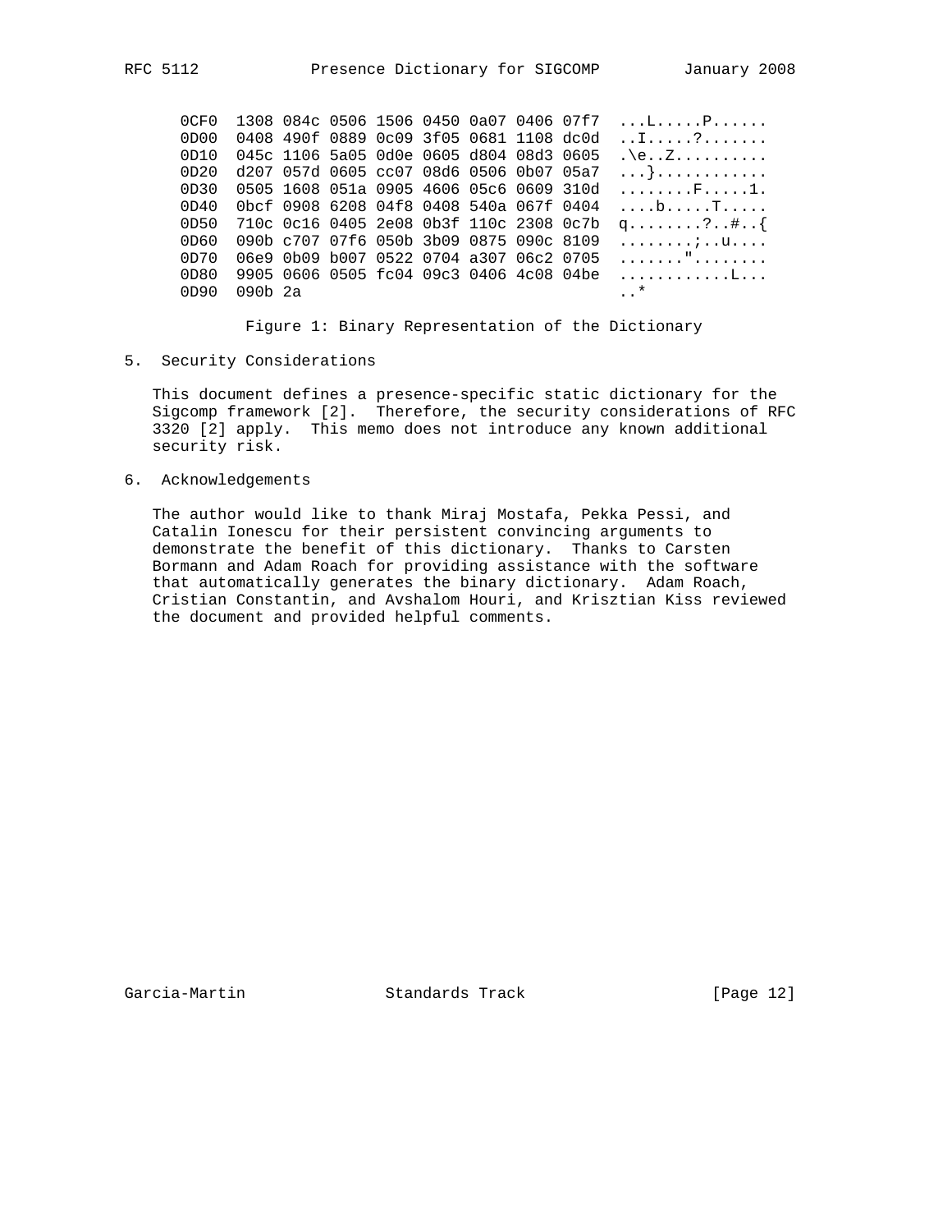```
0CF0  1308 084c 0506 1506 0450 0a07 0406 07f7  ...L.....P......
0D00  0408 490f 0889 0c09 3f05 0681 1108 dc0d  ..I.....?.......
0D10  045c 1106 5a05 0d0e 0605 d804 08d3 0605  .\e..Z..........
0D20  d207 057d 0605 cc07 08d6 0506 0b07 05a7  ...}............
0D30  0505 1608 051a 0905 4606 05c6 0609 310d  ........F.....1.
0D40  0bcf 0908 6208 04f8 0408 540a 067f 0404  ....b.....T.....
0D50  710c 0c16 0405 2e08 0b3f 110c 2308 0c7b  q........?..#..{
0D60  090b c707 07f6 050b 3b09 0875 090c 8109  ........;..u....
0D70  06e9 0b09 b007 0522 0704 a307 06c2 0705  ......."........
0D80  9905 0606 0505 fc04 09c3 0406 4c08 04be  ............L...
0D90  090b 2a                                  ..*
```

Figure 1: Binary Representation of the Dictionary

## 5. Security Considerations

This document defines a presence-specific static dictionary for the Sigcomp framework [2]. Therefore, the security considerations of RFC 3320 [2] apply. This memo does not introduce any known additional security risk.

## 6. Acknowledgements

The author would like to thank Miraj Mostafa, Pekka Pessi, and Catalin Ionescu for their persistent convincing arguments to demonstrate the benefit of this dictionary. Thanks to Carsten Bormann and Adam Roach for providing assistance with the software that automatically generates the binary dictionary. Adam Roach, Cristian Constantin, and Avshalom Houri, and Krisztian Kiss reviewed the document and provided helpful comments.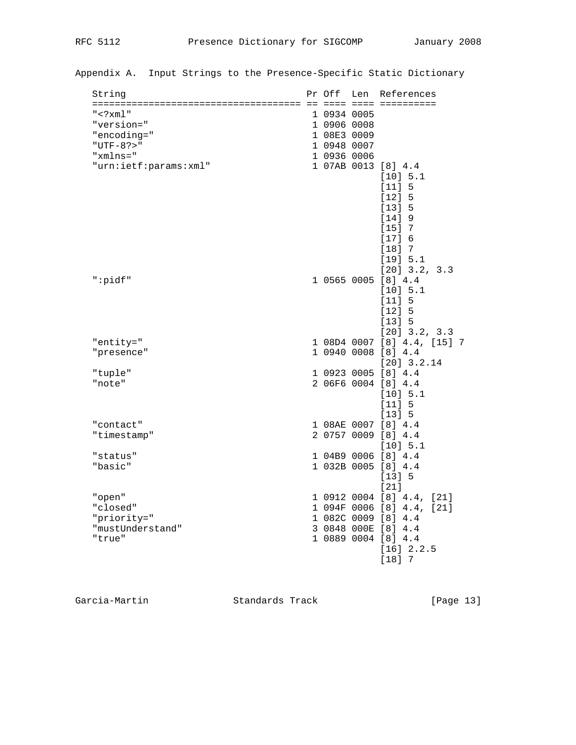## Appendix A. Input Strings to the Presence-Specific Static Dictionary

| String | Pr | Off | Len | References |
|---|---|---|---|---|
| "<?xml" | 1 | 0934 | 0005 | |
| "version=" | 1 | 0906 | 0008 | |
| "encoding=" | 1 | 08E3 | 0009 | |
| "UTF-8?>" | 1 | 0948 | 0007 | |
| "xmlns=" | 1 | 0936 | 0006 | |
| "urn:ietf:params:xml" | 1 | 07AB | 0013 | [8] 4.4<br>[10] 5.1<br>[11] 5<br>[12] 5<br>[13] 5<br>[14] 9<br>[15] 7<br>[17] 6<br>[18] 7<br>[19] 5.1<br>[20] 3.2, 3.3 |
| ":pidf" | 1 | 0565 | 0005 | [8] 4.4<br>[10] 5.1<br>[11] 5<br>[12] 5<br>[13] 5<br>[20] 3.2, 3.3 |
| "entity=" | 1 | 08D4 | 0007 | [8] 4.4, [15] 7 |
| "presence" | 1 | 0940 | 0008 | [8] 4.4<br>[20] 3.2.14 |
| "tuple" | 1 | 0923 | 0005 | [8] 4.4 |
| "note" | 2 | 06F6 | 0004 | [8] 4.4<br>[10] 5.1<br>[11] 5<br>[13] 5 |
| "contact" | 1 | 08AE | 0007 | [8] 4.4 |
| "timestamp" | 2 | 0757 | 0009 | [8] 4.4<br>[10] 5.1 |
| "status" | 1 | 04B9 | 0006 | [8] 4.4 |
| "basic" | 1 | 032B | 0005 | [8] 4.4<br>[13] 5<br>[21] |
| "open" | 1 | 0912 | 0004 | [8] 4.4, [21] |
| "closed" | 1 | 094F | 0006 | [8] 4.4, [21] |
| "priority=" | 1 | 082C | 0009 | [8] 4.4 |
| "mustUnderstand" | 3 | 0848 | 000E | [8] 4.4 |
| "true" | 1 | 0889 | 0004 | [8] 4.4<br>[16] 2.2.5<br>[18] 7 |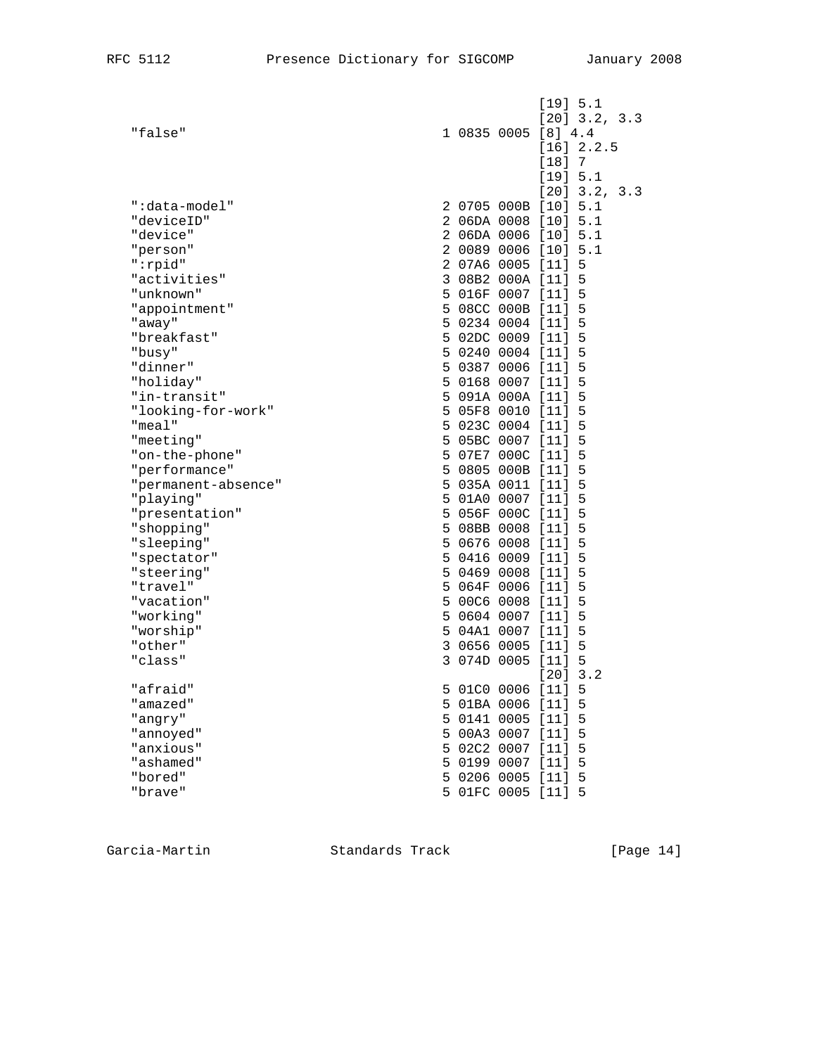```
                                                [19] 5.1
                                                [20] 3.2, 3.3
   "false"                          1 0835 0005 [8] 4.4
                                                [16] 2.2.5
                                                [18] 7
                                                [19] 5.1
                                                [20] 3.2, 3.3
   ":data-model"                    2 0705 000B [10] 5.1
   "deviceID"                       2 06DA 0008 [10] 5.1
   "device"                         2 06DA 0006 [10] 5.1
   "person"                         2 0089 0006 [10] 5.1
   ":rpid"                          2 07A6 0005 [11] 5
   "activities"                     3 08B2 000A [11] 5
   "unknown"                        5 016F 0007 [11] 5
   "appointment"                    5 08CC 000B [11] 5
   "away"                           5 0234 0004 [11] 5
   "breakfast"                      5 02DC 0009 [11] 5
   "busy"                           5 0240 0004 [11] 5
   "dinner"                         5 0387 0006 [11] 5
   "holiday"                        5 0168 0007 [11] 5
   "in-transit"                     5 091A 000A [11] 5
   "looking-for-work"               5 05F8 0010 [11] 5
   "meal"                           5 023C 0004 [11] 5
   "meeting"                        5 05BC 0007 [11] 5
   "on-the-phone"                   5 07E7 000C [11] 5
   "performance"                    5 0805 000B [11] 5
   "permanent-absence"              5 035A 0011 [11] 5
   "playing"                        5 01A0 0007 [11] 5
   "presentation"                   5 056F 000C [11] 5
   "shopping"                       5 08BB 0008 [11] 5
   "sleeping"                       5 0676 0008 [11] 5
   "spectator"                      5 0416 0009 [11] 5
   "steering"                       5 0469 0008 [11] 5
   "travel"                         5 064F 0006 [11] 5
   "vacation"                       5 00C6 0008 [11] 5
   "working"                        5 0604 0007 [11] 5
   "worship"                        5 04A1 0007 [11] 5
   "other"                          3 0656 0005 [11] 5
   "class"                          3 074D 0005 [11] 5
                                                [20] 3.2
   "afraid"                         5 01C0 0006 [11] 5
   "amazed"                         5 01BA 0006 [11] 5
   "angry"                          5 0141 0005 [11] 5
   "annoyed"                        5 00A3 0007 [11] 5
   "anxious"                        5 02C2 0007 [11] 5
   "ashamed"                        5 0199 0007 [11] 5
   "bored"                          5 0206 0005 [11] 5
   "brave"                          5 01FC 0005 [11] 5
```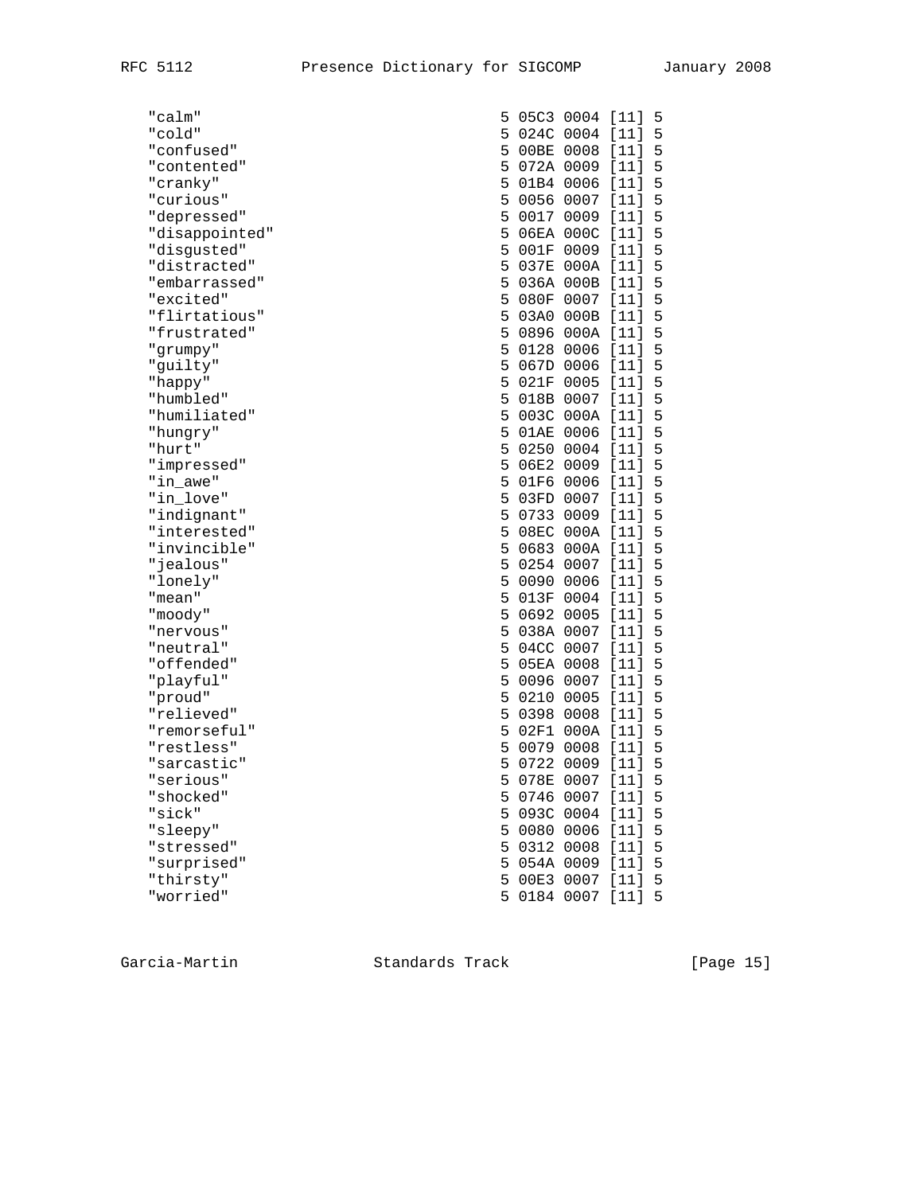```
   "calm"                                   5 05C3 0004 [11] 5
   "cold"                                   5 024C 0004 [11] 5
   "confused"                               5 00BE 0008 [11] 5
   "contented"                              5 072A 0009 [11] 5
   "cranky"                                 5 01B4 0006 [11] 5
   "curious"                                5 0056 0007 [11] 5
   "depressed"                              5 0017 0009 [11] 5
   "disappointed"                           5 06EA 000C [11] 5
   "disgusted"                              5 001F 0009 [11] 5
   "distracted"                             5 037E 000A [11] 5
   "embarrassed"                            5 036A 000B [11] 5
   "excited"                                5 080F 0007 [11] 5
   "flirtatious"                            5 03A0 000B [11] 5
   "frustrated"                             5 0896 000A [11] 5
   "grumpy"                                 5 0128 0006 [11] 5
   "guilty"                                 5 067D 0006 [11] 5
   "happy"                                  5 021F 0005 [11] 5
   "humbled"                                5 018B 0007 [11] 5
   "humiliated"                             5 003C 000A [11] 5
   "hungry"                                 5 01AE 0006 [11] 5
   "hurt"                                   5 0250 0004 [11] 5
   "impressed"                              5 06E2 0009 [11] 5
   "in_awe"                                 5 01F6 0006 [11] 5
   "in_love"                                5 03FD 0007 [11] 5
   "indignant"                              5 0733 0009 [11] 5
   "interested"                             5 08EC 000A [11] 5
   "invincible"                             5 0683 000A [11] 5
   "jealous"                                5 0254 0007 [11] 5
   "lonely"                                 5 0090 0006 [11] 5
   "mean"                                   5 013F 0004 [11] 5
   "moody"                                  5 0692 0005 [11] 5
   "nervous"                                5 038A 0007 [11] 5
   "neutral"                                5 04CC 0007 [11] 5
   "offended"                               5 05EA 0008 [11] 5
   "playful"                                5 0096 0007 [11] 5
   "proud"                                  5 0210 0005 [11] 5
   "relieved"                               5 0398 0008 [11] 5
   "remorseful"                             5 02F1 000A [11] 5
   "restless"                               5 0079 0008 [11] 5
   "sarcastic"                              5 0722 0009 [11] 5
   "serious"                                5 078E 0007 [11] 5
   "shocked"                                5 0746 0007 [11] 5
   "sick"                                   5 093C 0004 [11] 5
   "sleepy"                                 5 0080 0006 [11] 5
   "stressed"                               5 0312 0008 [11] 5
   "surprised"                              5 054A 0009 [11] 5
   "thirsty"                                5 00E3 0007 [11] 5
   "worried"                                5 0184 0007 [11] 5
```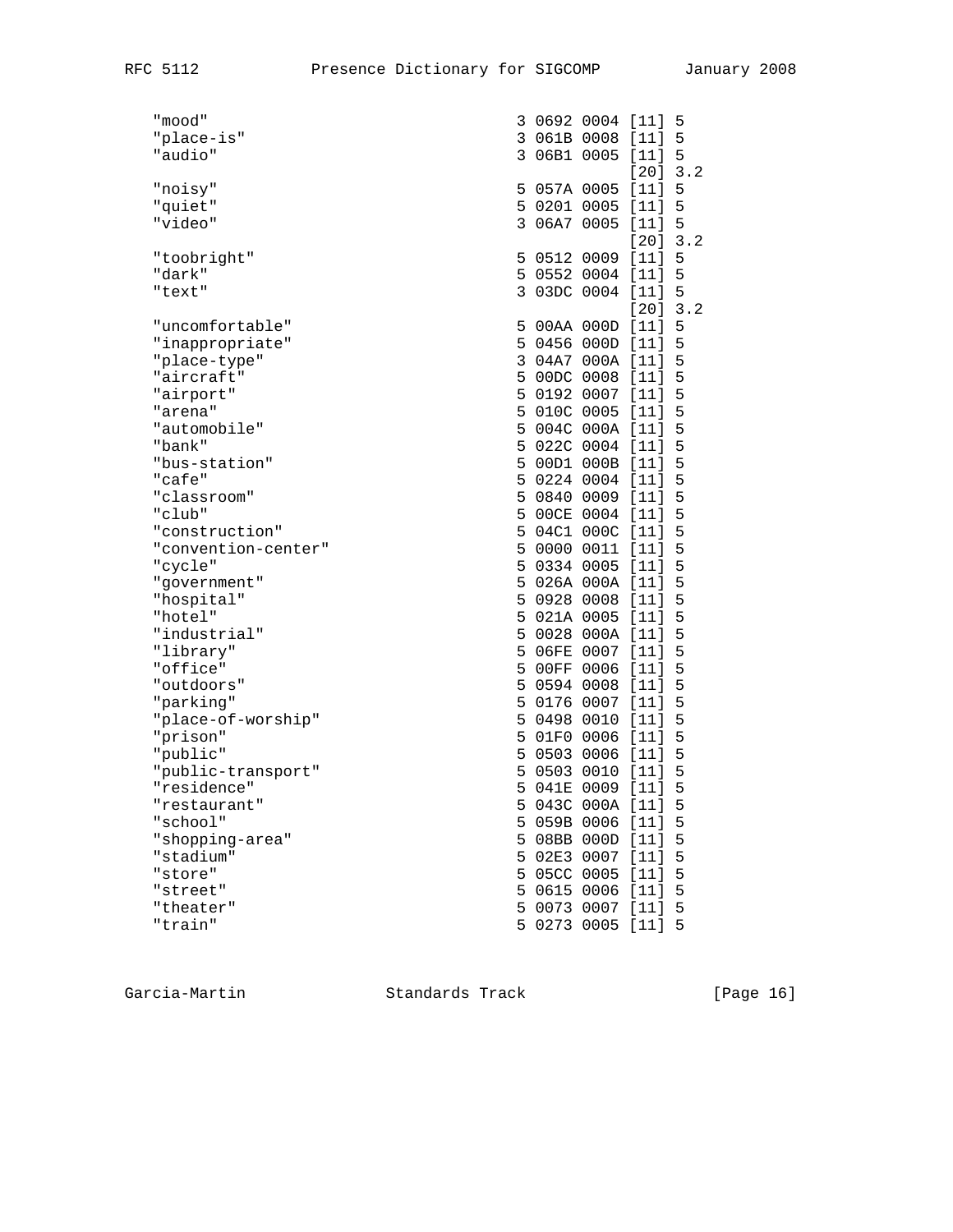```
   "mood"                                3 0692 0004 [11] 5
   "place-is"                            3 061B 0008 [11] 5
   "audio"                               3 06B1 0005 [11] 5
                                                     [20] 3.2
   "noisy"                               5 057A 0005 [11] 5
   "quiet"                               5 0201 0005 [11] 5
   "video"                               3 06A7 0005 [11] 5
                                                     [20] 3.2
   "toobright"                           5 0512 0009 [11] 5
   "dark"                                5 0552 0004 [11] 5
   "text"                                3 03DC 0004 [11] 5
                                                     [20] 3.2
   "uncomfortable"                       5 00AA 000D [11] 5
   "inappropriate"                       5 0456 000D [11] 5
   "place-type"                          3 04A7 000A [11] 5
   "aircraft"                            5 00DC 0008 [11] 5
   "airport"                             5 0192 0007 [11] 5
   "arena"                               5 010C 0005 [11] 5
   "automobile"                          5 004C 000A [11] 5
   "bank"                                5 022C 0004 [11] 5
   "bus-station"                         5 00D1 000B [11] 5
   "cafe"                                5 0224 0004 [11] 5
   "classroom"                           5 0840 0009 [11] 5
   "club"                                5 00CE 0004 [11] 5
   "construction"                        5 04C1 000C [11] 5
   "convention-center"                   5 0000 0011 [11] 5
   "cycle"                               5 0334 0005 [11] 5
   "government"                          5 026A 000A [11] 5
   "hospital"                            5 0928 0008 [11] 5
   "hotel"                               5 021A 0005 [11] 5
   "industrial"                          5 0028 000A [11] 5
   "library"                             5 06FE 0007 [11] 5
   "office"                              5 00FF 0006 [11] 5
   "outdoors"                            5 0594 0008 [11] 5
   "parking"                             5 0176 0007 [11] 5
   "place-of-worship"                    5 0498 0010 [11] 5
   "prison"                              5 01F0 0006 [11] 5
   "public"                              5 0503 0006 [11] 5
   "public-transport"                    5 0503 0010 [11] 5
   "residence"                           5 041E 0009 [11] 5
   "restaurant"                          5 043C 000A [11] 5
   "school"                              5 059B 0006 [11] 5
   "shopping-area"                       5 08BB 000D [11] 5
   "stadium"                             5 02E3 0007 [11] 5
   "store"                               5 05CC 0005 [11] 5
   "street"                              5 0615 0006 [11] 5
   "theater"                             5 0073 0007 [11] 5
   "train"                               5 0273 0005 [11] 5
```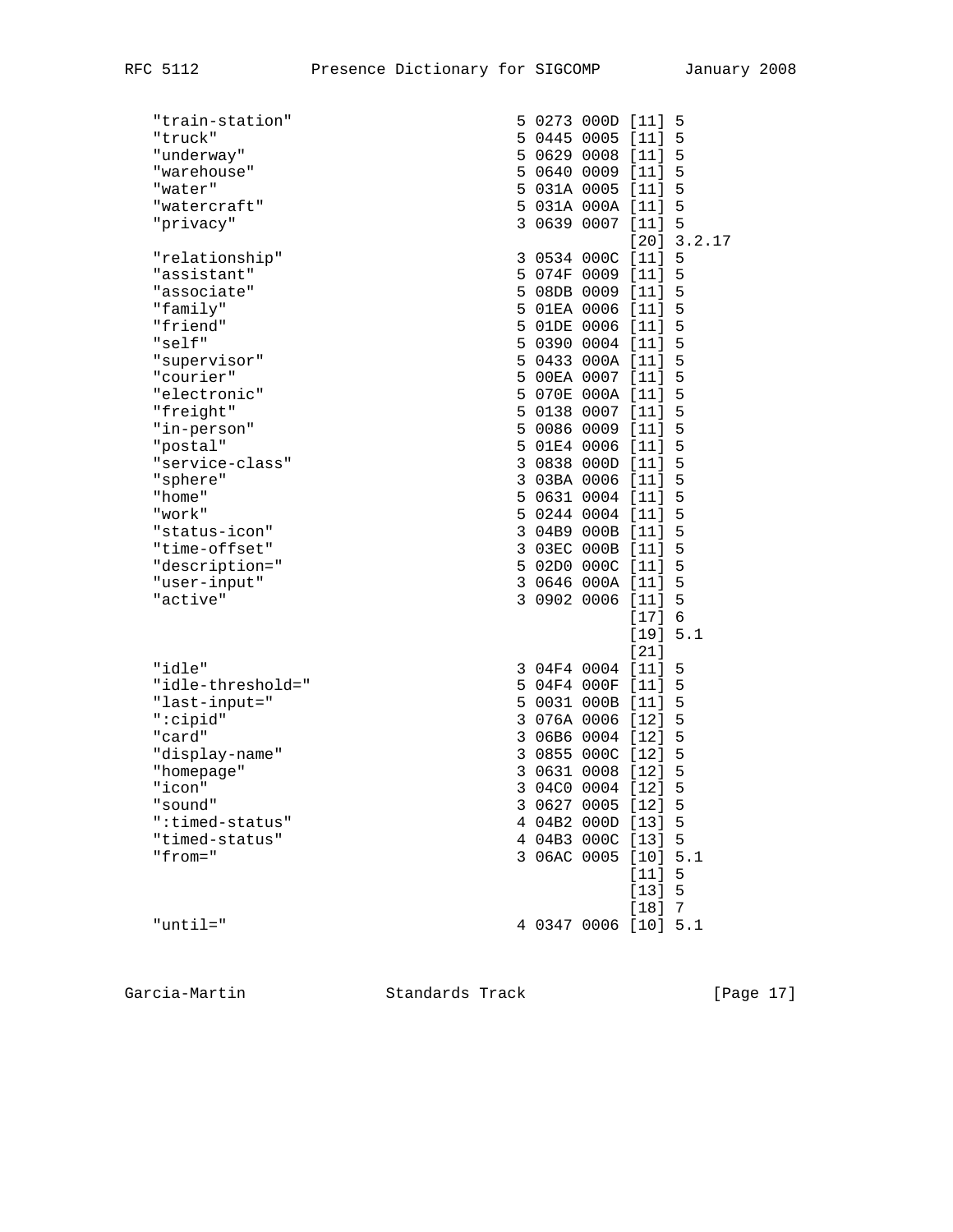```
   "train-station"                      5 0273 000D [11] 5
   "truck"                              5 0445 0005 [11] 5
   "underway"                           5 0629 0008 [11] 5
   "warehouse"                          5 0640 0009 [11] 5
   "water"                              5 031A 0005 [11] 5
   "watercraft"                         5 031A 000A [11] 5
   "privacy"                            3 0639 0007 [11] 5
                                                    [20] 3.2.17
   "relationship"                       3 0534 000C [11] 5
   "assistant"                          5 074F 0009 [11] 5
   "associate"                          5 08DB 0009 [11] 5
   "family"                             5 01EA 0006 [11] 5
   "friend"                             5 01DE 0006 [11] 5
   "self"                               5 0390 0004 [11] 5
   "supervisor"                         5 0433 000A [11] 5
   "courier"                            5 00EA 0007 [11] 5
   "electronic"                         5 070E 000A [11] 5
   "freight"                            5 0138 0007 [11] 5
   "in-person"                          5 0086 0009 [11] 5
   "postal"                             5 01E4 0006 [11] 5
   "service-class"                      3 0838 000D [11] 5
   "sphere"                             3 03BA 0006 [11] 5
   "home"                               5 0631 0004 [11] 5
   "work"                               5 0244 0004 [11] 5
   "status-icon"                        3 04B9 000B [11] 5
   "time-offset"                        3 03EC 000B [11] 5
   "description="                       5 02D0 000C [11] 5
   "user-input"                         3 0646 000A [11] 5
   "active"                             3 0902 0006 [11] 5
                                                    [17] 6
                                                    [19] 5.1
                                                    [21]
   "idle"                               3 04F4 0004 [11] 5
   "idle-threshold="                    5 04F4 000F [11] 5
   "last-input="                        5 0031 000B [11] 5
   ":cipid"                             3 076A 0006 [12] 5
   "card"                               3 06B6 0004 [12] 5
   "display-name"                       3 0855 000C [12] 5
   "homepage"                           3 0631 0008 [12] 5
   "icon"                               3 04C0 0004 [12] 5
   "sound"                              3 0627 0005 [12] 5
   ":timed-status"                      4 04B2 000D [13] 5
   "timed-status"                       4 04B3 000C [13] 5
   "from="                              3 06AC 0005 [10] 5.1
                                                    [11] 5
                                                    [13] 5
                                                    [18] 7
   "until="                             4 0347 0006 [10] 5.1
```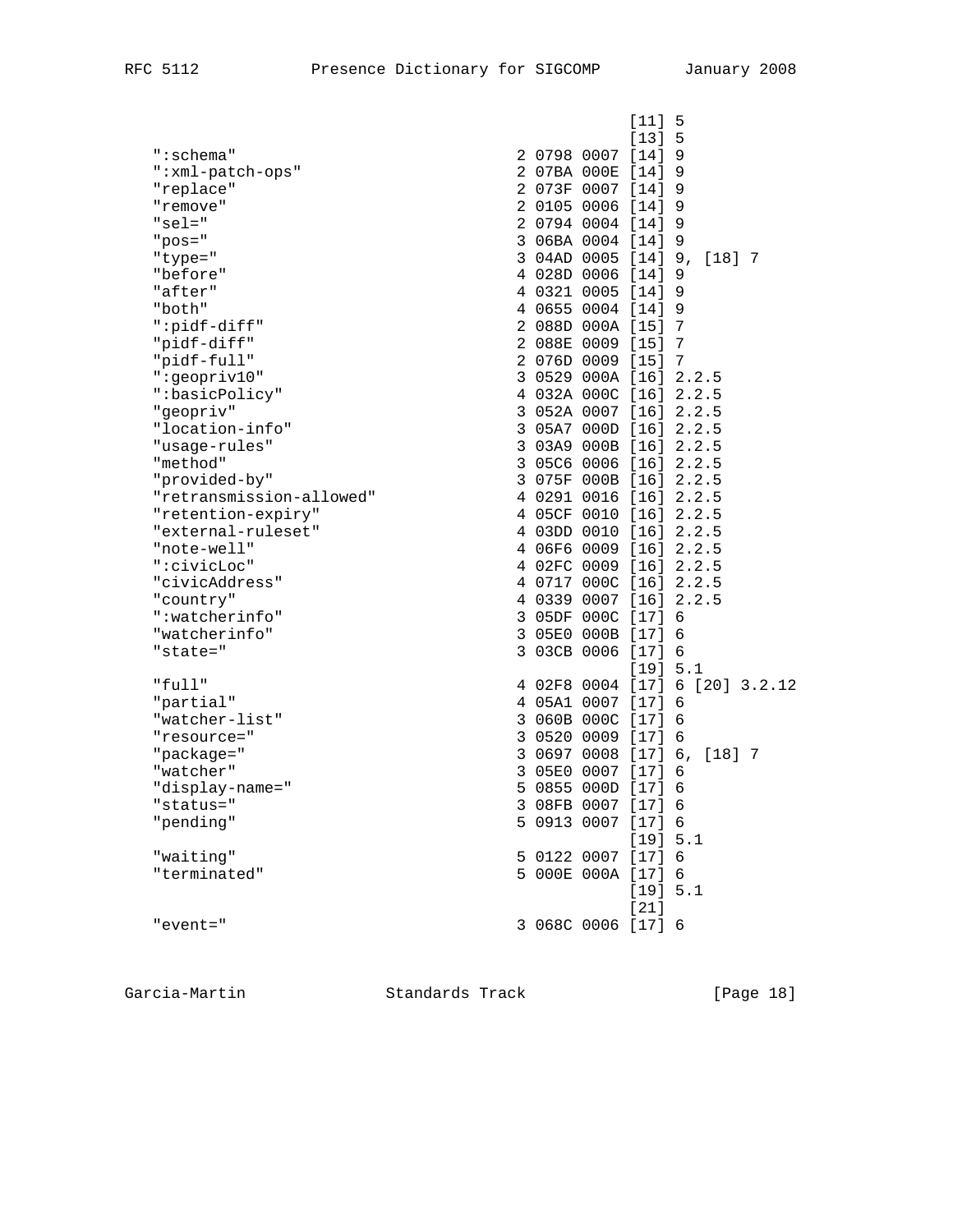```
                                                [11] 5
                                                [13] 5
   ":schema"                        2 0798 0007 [14] 9
   ":xml-patch-ops"                 2 07BA 000E [14] 9
   "replace"                        2 073F 0007 [14] 9
   "remove"                         2 0105 0006 [14] 9
   "sel="                           2 0794 0004 [14] 9
   "pos="                           3 06BA 0004 [14] 9
   "type="                          3 04AD 0005 [14] 9, [18] 7
   "before"                         4 028D 0006 [14] 9
   "after"                          4 0321 0005 [14] 9
   "both"                           4 0655 0004 [14] 9
   ":pidf-diff"                     2 088D 000A [15] 7
   "pidf-diff"                      2 088E 0009 [15] 7
   "pidf-full"                      2 076D 0009 [15] 7
   ":geopriv10"                     3 0529 000A [16] 2.2.5
   ":basicPolicy"                   4 032A 000C [16] 2.2.5
   "geopriv"                        3 052A 0007 [16] 2.2.5
   "location-info"                  3 05A7 000D [16] 2.2.5
   "usage-rules"                    3 03A9 000B [16] 2.2.5
   "method"                         3 05C6 0006 [16] 2.2.5
   "provided-by"                    3 075F 000B [16] 2.2.5
   "retransmission-allowed"         4 0291 0016 [16] 2.2.5
   "retention-expiry"               4 05CF 0010 [16] 2.2.5
   "external-ruleset"               4 03DD 0010 [16] 2.2.5
   "note-well"                      4 06F6 0009 [16] 2.2.5
   ":civicLoc"                      4 02FC 0009 [16] 2.2.5
   "civicAddress"                   4 0717 000C [16] 2.2.5
   "country"                        4 0339 0007 [16] 2.2.5
   ":watcherinfo"                   3 05DF 000C [17] 6
   "watcherinfo"                    3 05E0 000B [17] 6
   "state="                         3 03CB 0006 [17] 6
                                                [19] 5.1
   "full"                           4 02F8 0004 [17] 6 [20] 3.2.12
   "partial"                        4 05A1 0007 [17] 6
   "watcher-list"                   3 060B 000C [17] 6
   "resource="                      3 0520 0009 [17] 6
   "package="                       3 0697 0008 [17] 6, [18] 7
   "watcher"                        3 05E0 0007 [17] 6
   "display-name="                  5 0855 000D [17] 6
   "status="                        3 08FB 0007 [17] 6
   "pending"                        5 0913 0007 [17] 6
                                                [19] 5.1
   "waiting"                        5 0122 0007 [17] 6
   "terminated"                     5 000E 000A [17] 6
                                                [19] 5.1
                                                [21]
   "event="                         3 068C 0006 [17] 6
```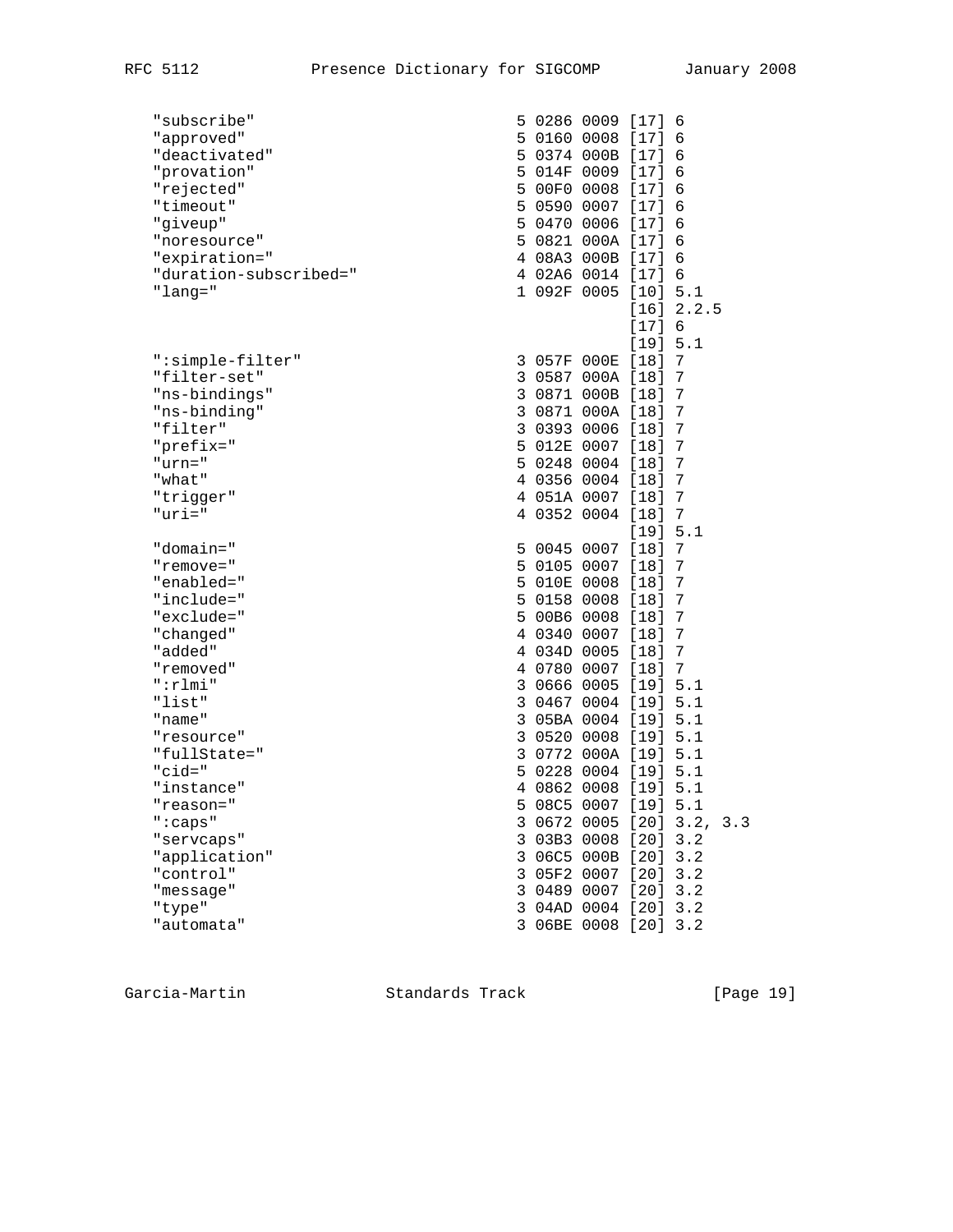```
   "subscribe"                              5 0286 0009 [17] 6
   "approved"                               5 0160 0008 [17] 6
   "deactivated"                            5 0374 000B [17] 6
   "provation"                              5 014F 0009 [17] 6
   "rejected"                               5 00F0 0008 [17] 6
   "timeout"                                5 0590 0007 [17] 6
   "giveup"                                 5 0470 0006 [17] 6
   "noresource"                             5 0821 000A [17] 6
   "expiration="                            4 08A3 000B [17] 6
   "duration-subscribed="                   4 02A6 0014 [17] 6
   "lang="                                  1 092F 0005 [10] 5.1
                                                        [16] 2.2.5
                                                        [17] 6
                                                        [19] 5.1
   ":simple-filter"                         3 057F 000E [18] 7
   "filter-set"                             3 0587 000A [18] 7
   "ns-bindings"                            3 0871 000B [18] 7
   "ns-binding"                             3 0871 000A [18] 7
   "filter"                                 3 0393 0006 [18] 7
   "prefix="                                5 012E 0007 [18] 7
   "urn="                                   5 0248 0004 [18] 7
   "what"                                   4 0356 0004 [18] 7
   "trigger"                                4 051A 0007 [18] 7
   "uri="                                   4 0352 0004 [18] 7
                                                        [19] 5.1
   "domain="                                5 0045 0007 [18] 7
   "remove="                                5 0105 0007 [18] 7
   "enabled="                               5 010E 0008 [18] 7
   "include="                               5 0158 0008 [18] 7
   "exclude="                               5 00B6 0008 [18] 7
   "changed"                                4 0340 0007 [18] 7
   "added"                                  4 034D 0005 [18] 7
   "removed"                                4 0780 0007 [18] 7
   ":rlmi"                                  3 0666 0005 [19] 5.1
   "list"                                   3 0467 0004 [19] 5.1
   "name"                                   3 05BA 0004 [19] 5.1
   "resource"                               3 0520 0008 [19] 5.1
   "fullState="                             3 0772 000A [19] 5.1
   "cid="                                   5 0228 0004 [19] 5.1
   "instance"                               4 0862 0008 [19] 5.1
   "reason="                                5 08C5 0007 [19] 5.1
   ":caps"                                  3 0672 0005 [20] 3.2, 3.3
   "servcaps"                               3 03B3 0008 [20] 3.2
   "application"                            3 06C5 000B [20] 3.2
   "control"                                3 05F2 0007 [20] 3.2
   "message"                                3 0489 0007 [20] 3.2
   "type"                                   3 04AD 0004 [20] 3.2
   "automata"                               3 06BE 0008 [20] 3.2
```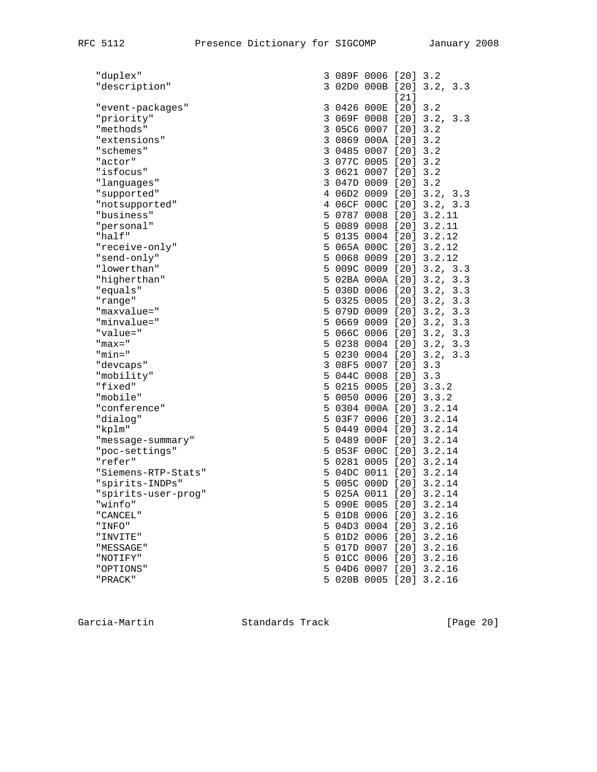```
   "duplex"                            3 089F 0006 [20] 3.2
   "description"                       3 02D0 000B [20] 3.2, 3.3
                                                   [21]
   "event-packages"                    3 0426 000E [20] 3.2
   "priority"                          3 069F 0008 [20] 3.2, 3.3
   "methods"                           3 05C6 0007 [20] 3.2
   "extensions"                        3 0869 000A [20] 3.2
   "schemes"                           3 0485 0007 [20] 3.2
   "actor"                             3 077C 0005 [20] 3.2
   "isfocus"                           3 0621 0007 [20] 3.2
   "languages"                         3 047D 0009 [20] 3.2
   "supported"                         4 06D2 0009 [20] 3.2, 3.3
   "notsupported"                      4 06CF 000C [20] 3.2, 3.3
   "business"                          5 0787 0008 [20] 3.2.11
   "personal"                          5 0089 0008 [20] 3.2.11
   "half"                              5 0135 0004 [20] 3.2.12
   "receive-only"                      5 065A 000C [20] 3.2.12
   "send-only"                         5 0068 0009 [20] 3.2.12
   "lowerthan"                         5 009C 0009 [20] 3.2, 3.3
   "higherthan"                        5 02BA 000A [20] 3.2, 3.3
   "equals"                            5 030D 0006 [20] 3.2, 3.3
   "range"                             5 0325 0005 [20] 3.2, 3.3
   "maxvalue="                         5 079D 0009 [20] 3.2, 3.3
   "minvalue="                         5 0669 0009 [20] 3.2, 3.3
   "value="                            5 066C 0006 [20] 3.2, 3.3
   "max="                              5 0238 0004 [20] 3.2, 3.3
   "min="                              5 0230 0004 [20] 3.2, 3.3
   "devcaps"                           3 08F5 0007 [20] 3.3
   "mobility"                          5 044C 0008 [20] 3.3
   "fixed"                             5 0215 0005 [20] 3.3.2
   "mobile"                            5 0050 0006 [20] 3.3.2
   "conference"                        5 0304 000A [20] 3.2.14
   "dialog"                            5 03F7 0006 [20] 3.2.14
   "kplm"                              5 0449 0004 [20] 3.2.14
   "message-summary"                   5 0489 000F [20] 3.2.14
   "poc-settings"                      5 053F 000C [20] 3.2.14
   "refer"                             5 0281 0005 [20] 3.2.14
   "Siemens-RTP-Stats"                 5 04DC 0011 [20] 3.2.14
   "spirits-INDPs"                     5 005C 000D [20] 3.2.14
   "spirits-user-prog"                 5 025A 0011 [20] 3.2.14
   "winfo"                             5 090E 0005 [20] 3.2.14
   "CANCEL"                            5 01D8 0006 [20] 3.2.16
   "INFO"                              5 04D3 0004 [20] 3.2.16
   "INVITE"                            5 01D2 0006 [20] 3.2.16
   "MESSAGE"                           5 017D 0007 [20] 3.2.16
   "NOTIFY"                            5 01CC 0006 [20] 3.2.16
   "OPTIONS"                           5 04D6 0007 [20] 3.2.16
   "PRACK"                             5 020B 0005 [20] 3.2.16
```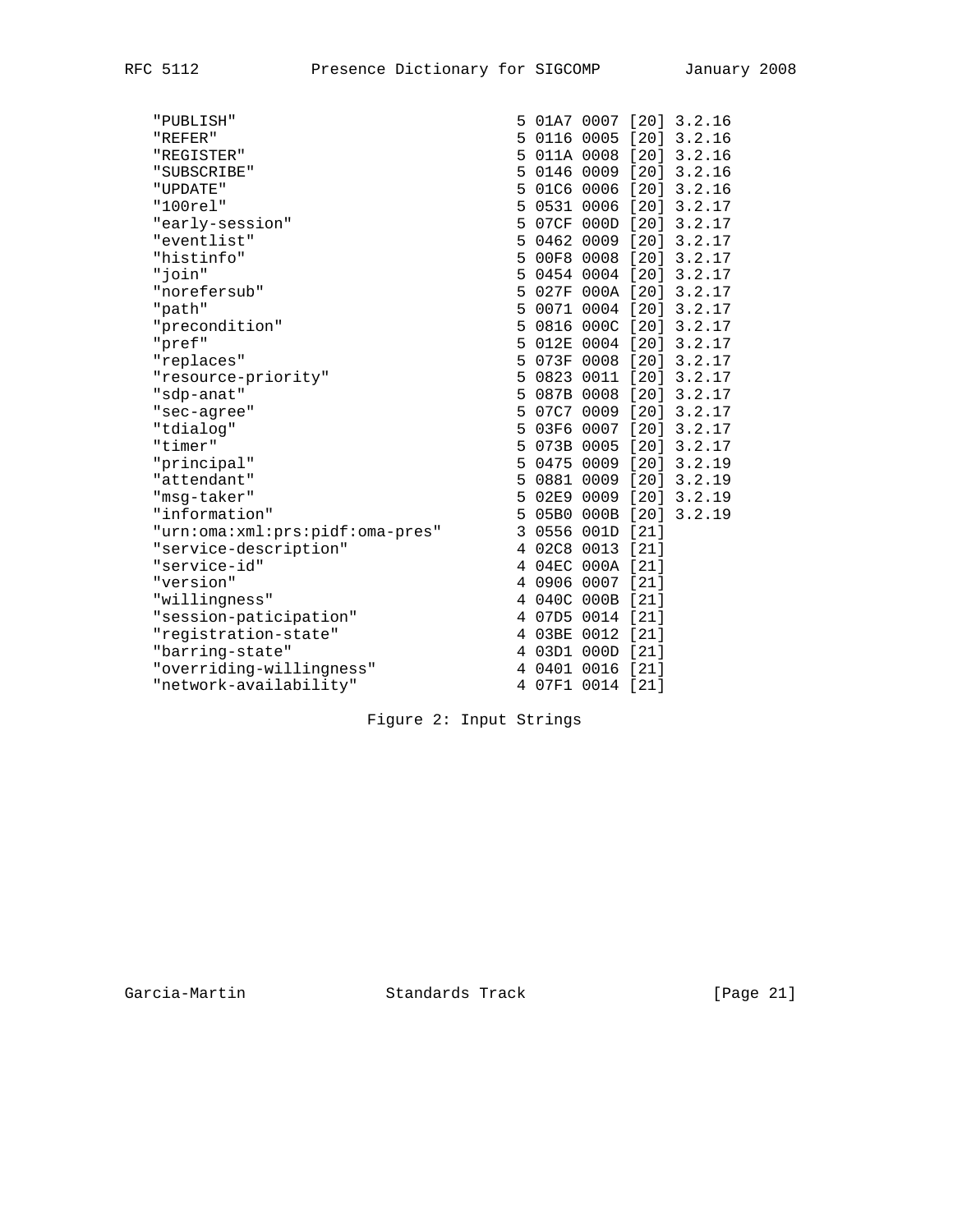```
   "PUBLISH"                          5 01A7 0007 [20] 3.2.16
   "REFER"                            5 0116 0005 [20] 3.2.16
   "REGISTER"                         5 011A 0008 [20] 3.2.16
   "SUBSCRIBE"                        5 0146 0009 [20] 3.2.16
   "UPDATE"                           5 01C6 0006 [20] 3.2.16
   "100rel"                           5 0531 0006 [20] 3.2.17
   "early-session"                    5 07CF 000D [20] 3.2.17
   "eventlist"                        5 0462 0009 [20] 3.2.17
   "histinfo"                         5 00F8 0008 [20] 3.2.17
   "join"                             5 0454 0004 [20] 3.2.17
   "norefersub"                       5 027F 000A [20] 3.2.17
   "path"                             5 0071 0004 [20] 3.2.17
   "precondition"                     5 0816 000C [20] 3.2.17
   "pref"                             5 012E 0004 [20] 3.2.17
   "replaces"                         5 073F 0008 [20] 3.2.17
   "resource-priority"                5 0823 0011 [20] 3.2.17
   "sdp-anat"                         5 087B 0008 [20] 3.2.17
   "sec-agree"                        5 07C7 0009 [20] 3.2.17
   "tdialog"                          5 03F6 0007 [20] 3.2.17
   "timer"                            5 073B 0005 [20] 3.2.17
   "principal"                        5 0475 0009 [20] 3.2.19
   "attendant"                        5 0881 0009 [20] 3.2.19
   "msg-taker"                        5 02E9 0009 [20] 3.2.19
   "information"                      5 05B0 000B [20] 3.2.19
   "urn:oma:xml:prs:pidf:oma-pres"    3 0556 001D [21]
   "service-description"              4 02C8 0013 [21]
   "service-id"                       4 04EC 000A [21]
   "version"                          4 0906 0007 [21]
   "willingness"                      4 040C 000B [21]
   "session-paticipation"             4 07D5 0014 [21]
   "registration-state"               4 03BE 0012 [21]
   "barring-state"                    4 03D1 000D [21]
   "overriding-willingness"           4 0401 0016 [21]
   "network-availability"             4 07F1 0014 [21]
```

Figure 2: Input Strings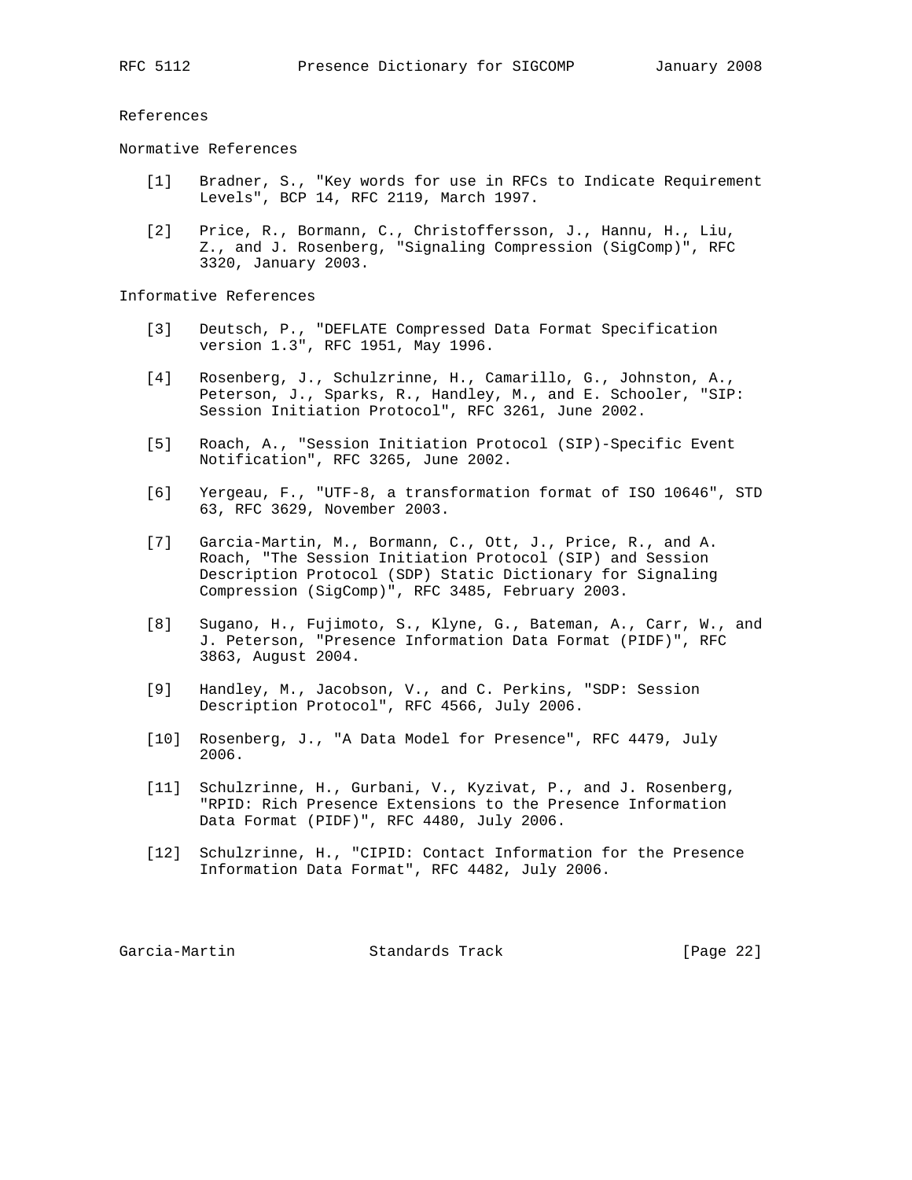## References

### Normative References

[1] Bradner, S., "Key words for use in RFCs to Indicate Requirement Levels", BCP 14, RFC 2119, March 1997.

[2] Price, R., Bormann, C., Christoffersson, J., Hannu, H., Liu, Z., and J. Rosenberg, "Signaling Compression (SigComp)", RFC 3320, January 2003.

### Informative References

[3] Deutsch, P., "DEFLATE Compressed Data Format Specification version 1.3", RFC 1951, May 1996.

[4] Rosenberg, J., Schulzrinne, H., Camarillo, G., Johnston, A., Peterson, J., Sparks, R., Handley, M., and E. Schooler, "SIP: Session Initiation Protocol", RFC 3261, June 2002.

[5] Roach, A., "Session Initiation Protocol (SIP)-Specific Event Notification", RFC 3265, June 2002.

[6] Yergeau, F., "UTF-8, a transformation format of ISO 10646", STD 63, RFC 3629, November 2003.

[7] Garcia-Martin, M., Bormann, C., Ott, J., Price, R., and A. Roach, "The Session Initiation Protocol (SIP) and Session Description Protocol (SDP) Static Dictionary for Signaling Compression (SigComp)", RFC 3485, February 2003.

[8] Sugano, H., Fujimoto, S., Klyne, G., Bateman, A., Carr, W., and J. Peterson, "Presence Information Data Format (PIDF)", RFC 3863, August 2004.

[9] Handley, M., Jacobson, V., and C. Perkins, "SDP: Session Description Protocol", RFC 4566, July 2006.

[10] Rosenberg, J., "A Data Model for Presence", RFC 4479, July 2006.

[11] Schulzrinne, H., Gurbani, V., Kyzivat, P., and J. Rosenberg, "RPID: Rich Presence Extensions to the Presence Information Data Format (PIDF)", RFC 4480, July 2006.

[12] Schulzrinne, H., "CIPID: Contact Information for the Presence Information Data Format", RFC 4482, July 2006.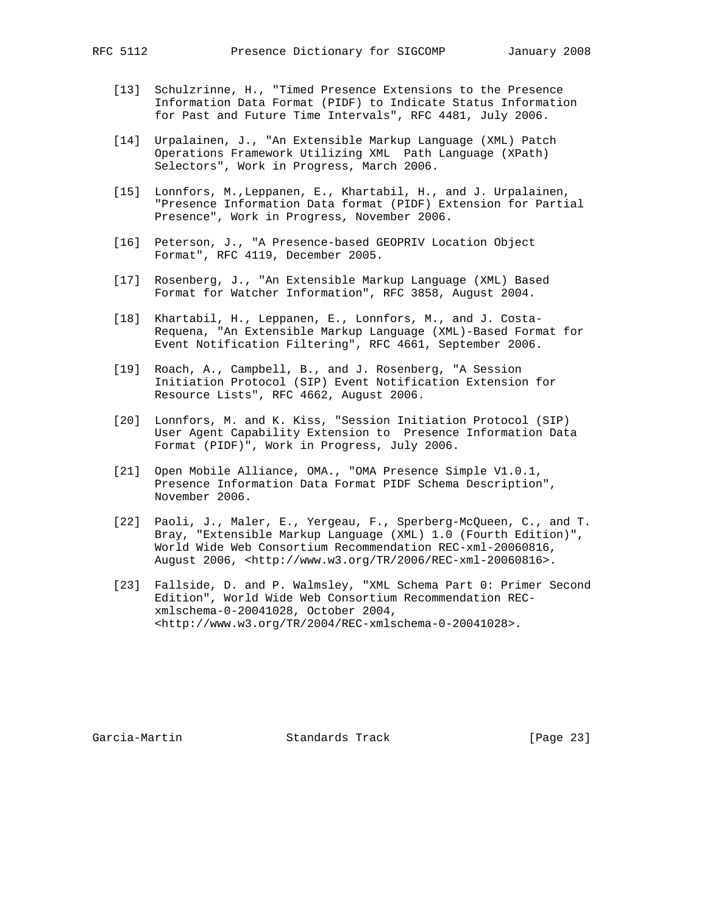[13] Schulzrinne, H., "Timed Presence Extensions to the Presence Information Data Format (PIDF) to Indicate Status Information for Past and Future Time Intervals", RFC 4481, July 2006.

[14] Urpalainen, J., "An Extensible Markup Language (XML) Patch Operations Framework Utilizing XML Path Language (XPath) Selectors", Work in Progress, March 2006.

[15] Lonnfors, M.,Leppanen, E., Khartabil, H., and J. Urpalainen, "Presence Information Data format (PIDF) Extension for Partial Presence", Work in Progress, November 2006.

[16] Peterson, J., "A Presence-based GEOPRIV Location Object Format", RFC 4119, December 2005.

[17] Rosenberg, J., "An Extensible Markup Language (XML) Based Format for Watcher Information", RFC 3858, August 2004.

[18] Khartabil, H., Leppanen, E., Lonnfors, M., and J. Costa-Requena, "An Extensible Markup Language (XML)-Based Format for Event Notification Filtering", RFC 4661, September 2006.

[19] Roach, A., Campbell, B., and J. Rosenberg, "A Session Initiation Protocol (SIP) Event Notification Extension for Resource Lists", RFC 4662, August 2006.

[20] Lonnfors, M. and K. Kiss, "Session Initiation Protocol (SIP) User Agent Capability Extension to Presence Information Data Format (PIDF)", Work in Progress, July 2006.

[21] Open Mobile Alliance, OMA., "OMA Presence Simple V1.0.1, Presence Information Data Format PIDF Schema Description", November 2006.

[22] Paoli, J., Maler, E., Yergeau, F., Sperberg-McQueen, C., and T. Bray, "Extensible Markup Language (XML) 1.0 (Fourth Edition)", World Wide Web Consortium Recommendation REC-xml-20060816, August 2006, <http://www.w3.org/TR/2006/REC-xml-20060816>.

[23] Fallside, D. and P. Walmsley, "XML Schema Part 0: Primer Second Edition", World Wide Web Consortium Recommendation REC-xmlschema-0-20041028, October 2004, <http://www.w3.org/TR/2004/REC-xmlschema-0-20041028>.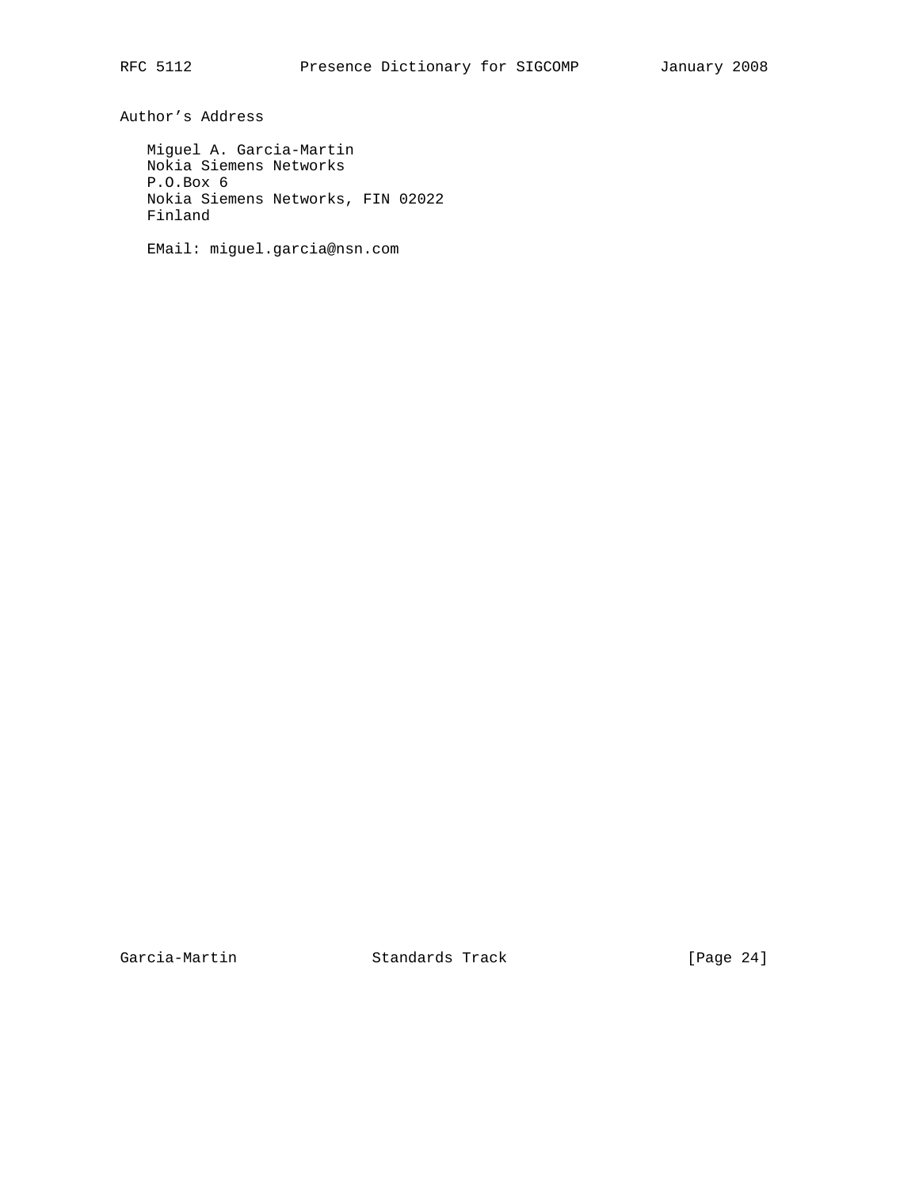## Author's Address

Miguel A. Garcia-Martin
Nokia Siemens Networks
P.O.Box 6
Nokia Siemens Networks, FIN 02022
Finland

EMail: miguel.garcia@nsn.com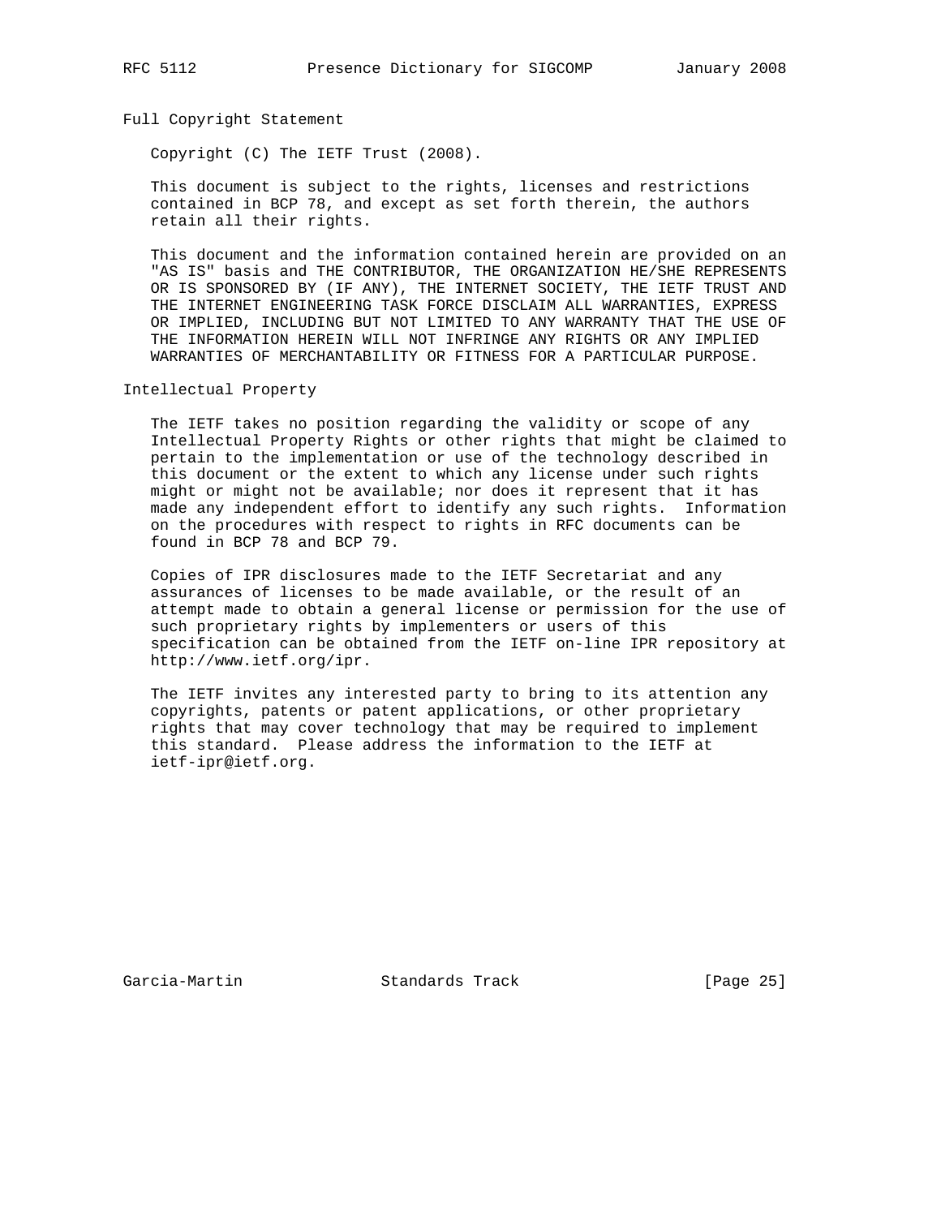## Full Copyright Statement

Copyright (C) The IETF Trust (2008).

This document is subject to the rights, licenses and restrictions contained in BCP 78, and except as set forth therein, the authors retain all their rights.

This document and the information contained herein are provided on an "AS IS" basis and THE CONTRIBUTOR, THE ORGANIZATION HE/SHE REPRESENTS OR IS SPONSORED BY (IF ANY), THE INTERNET SOCIETY, THE IETF TRUST AND THE INTERNET ENGINEERING TASK FORCE DISCLAIM ALL WARRANTIES, EXPRESS OR IMPLIED, INCLUDING BUT NOT LIMITED TO ANY WARRANTY THAT THE USE OF THE INFORMATION HEREIN WILL NOT INFRINGE ANY RIGHTS OR ANY IMPLIED WARRANTIES OF MERCHANTABILITY OR FITNESS FOR A PARTICULAR PURPOSE.

## Intellectual Property

The IETF takes no position regarding the validity or scope of any Intellectual Property Rights or other rights that might be claimed to pertain to the implementation or use of the technology described in this document or the extent to which any license under such rights might or might not be available; nor does it represent that it has made any independent effort to identify any such rights. Information on the procedures with respect to rights in RFC documents can be found in BCP 78 and BCP 79.

Copies of IPR disclosures made to the IETF Secretariat and any assurances of licenses to be made available, or the result of an attempt made to obtain a general license or permission for the use of such proprietary rights by implementers or users of this specification can be obtained from the IETF on-line IPR repository at http://www.ietf.org/ipr.

The IETF invites any interested party to bring to its attention any copyrights, patents or patent applications, or other proprietary rights that may cover technology that may be required to implement this standard. Please address the information to the IETF at ietf-ipr@ietf.org.